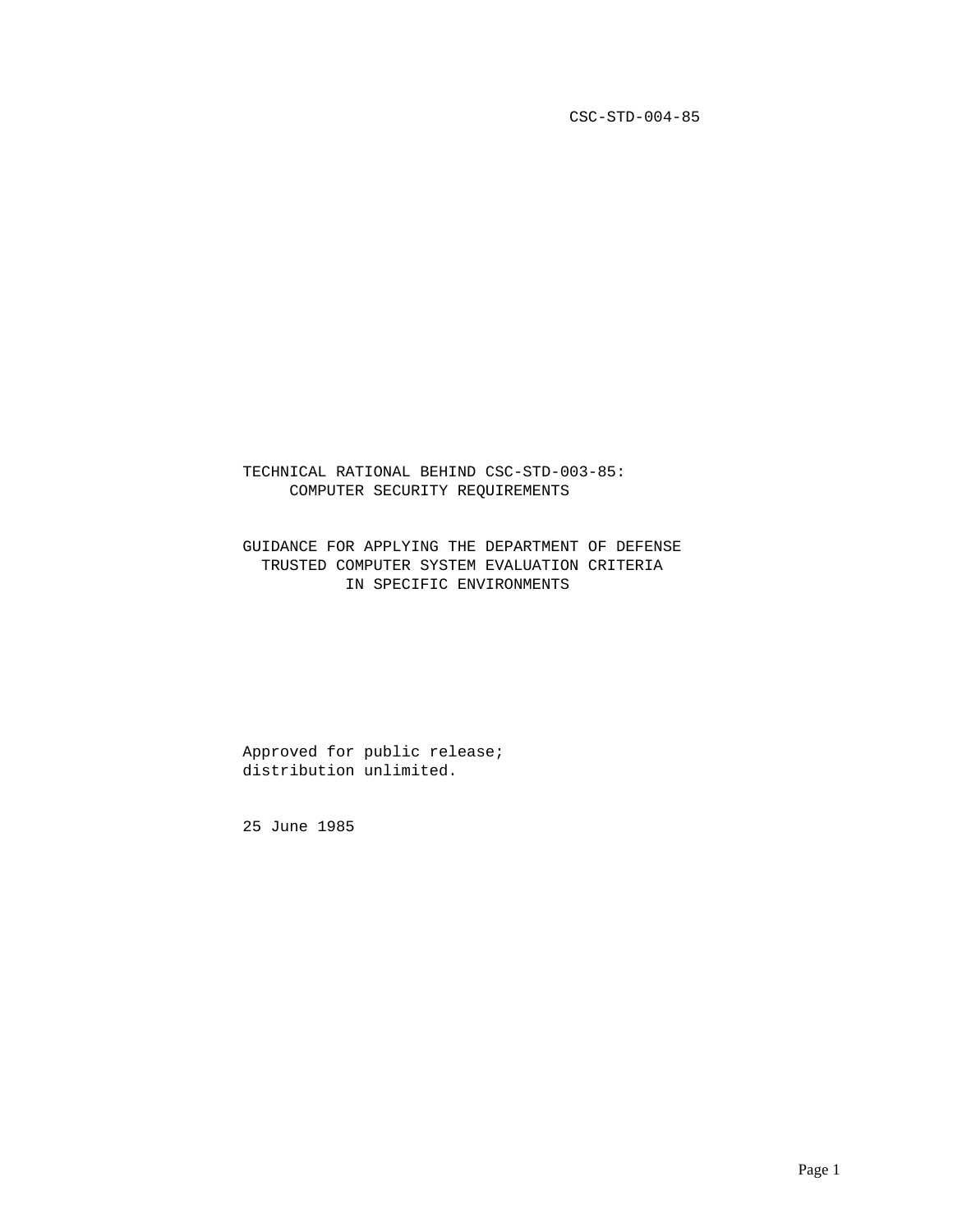CSC-STD-004-85

# TECHNICAL RATIONAL BEHIND CSC-STD-003-85: COMPUTER SECURITY REQUIREMENTS

## GUIDANCE FOR APPLYING THE DEPARTMENT OF DEFENSE TRUSTED COMPUTER SYSTEM EVALUATION CRITERIA IN SPECIFIC ENVIRONMENTS

Approved for public release;
distribution unlimited.

25 June 1985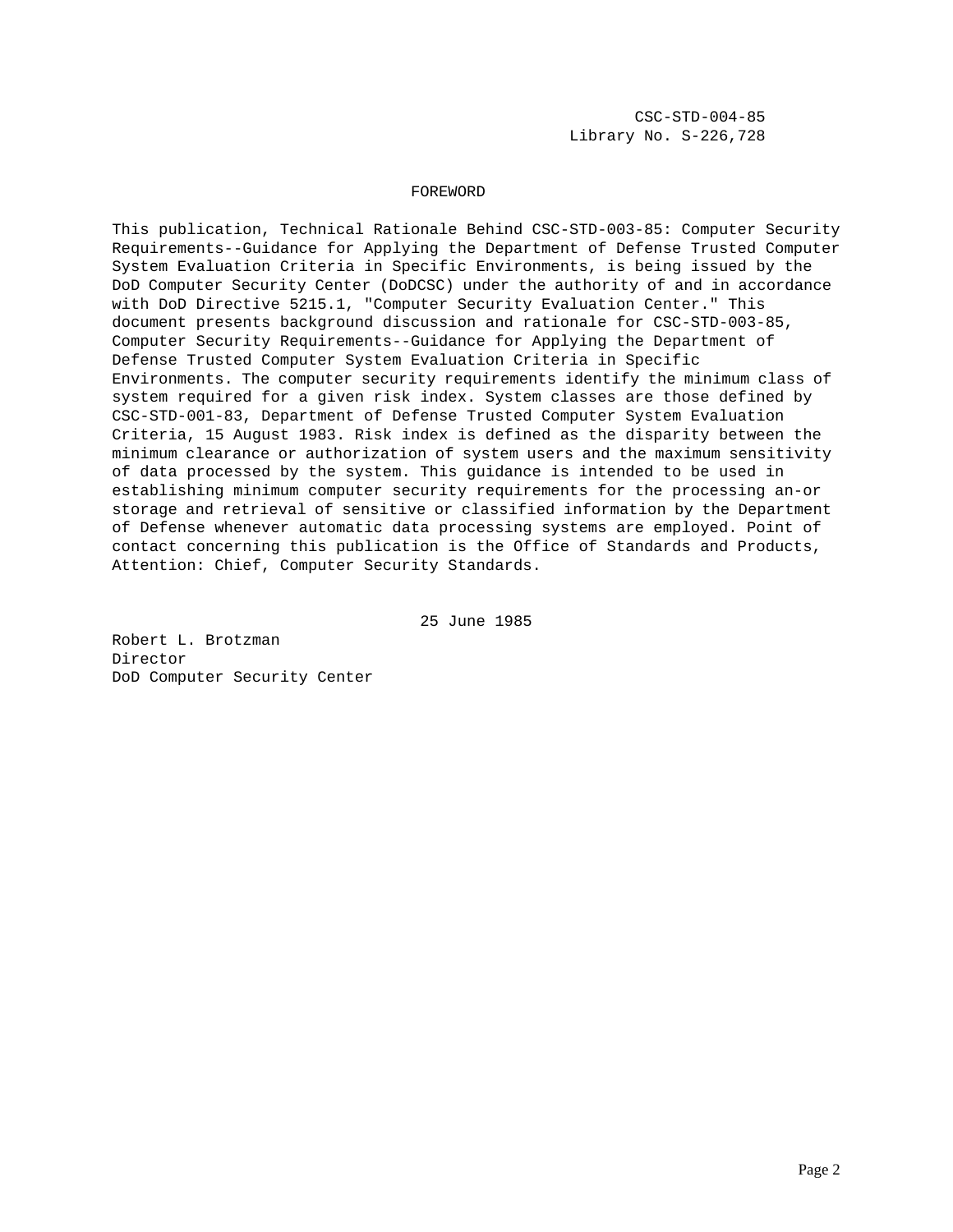CSC-STD-004-85
Library No. S-226,728

## FOREWORD

This publication, Technical Rationale Behind CSC-STD-003-85: Computer Security Requirements--Guidance for Applying the Department of Defense Trusted Computer System Evaluation Criteria in Specific Environments, is being issued by the DoD Computer Security Center (DoDCSC) under the authority of and in accordance with DoD Directive 5215.1, "Computer Security Evaluation Center." This document presents background discussion and rationale for CSC-STD-003-85, Computer Security Requirements--Guidance for Applying the Department of Defense Trusted Computer System Evaluation Criteria in Specific Environments. The computer security requirements identify the minimum class of system required for a given risk index. System classes are those defined by CSC-STD-001-83, Department of Defense Trusted Computer System Evaluation Criteria, 15 August 1983. Risk index is defined as the disparity between the minimum clearance or authorization of system users and the maximum sensitivity of data processed by the system. This guidance is intended to be used in establishing minimum computer security requirements for the processing an-or storage and retrieval of sensitive or classified information by the Department of Defense whenever automatic data processing systems are employed. Point of contact concerning this publication is the Office of Standards and Products, Attention: Chief, Computer Security Standards.

25 June 1985

Robert L. Brotzman
Director
DoD Computer Security Center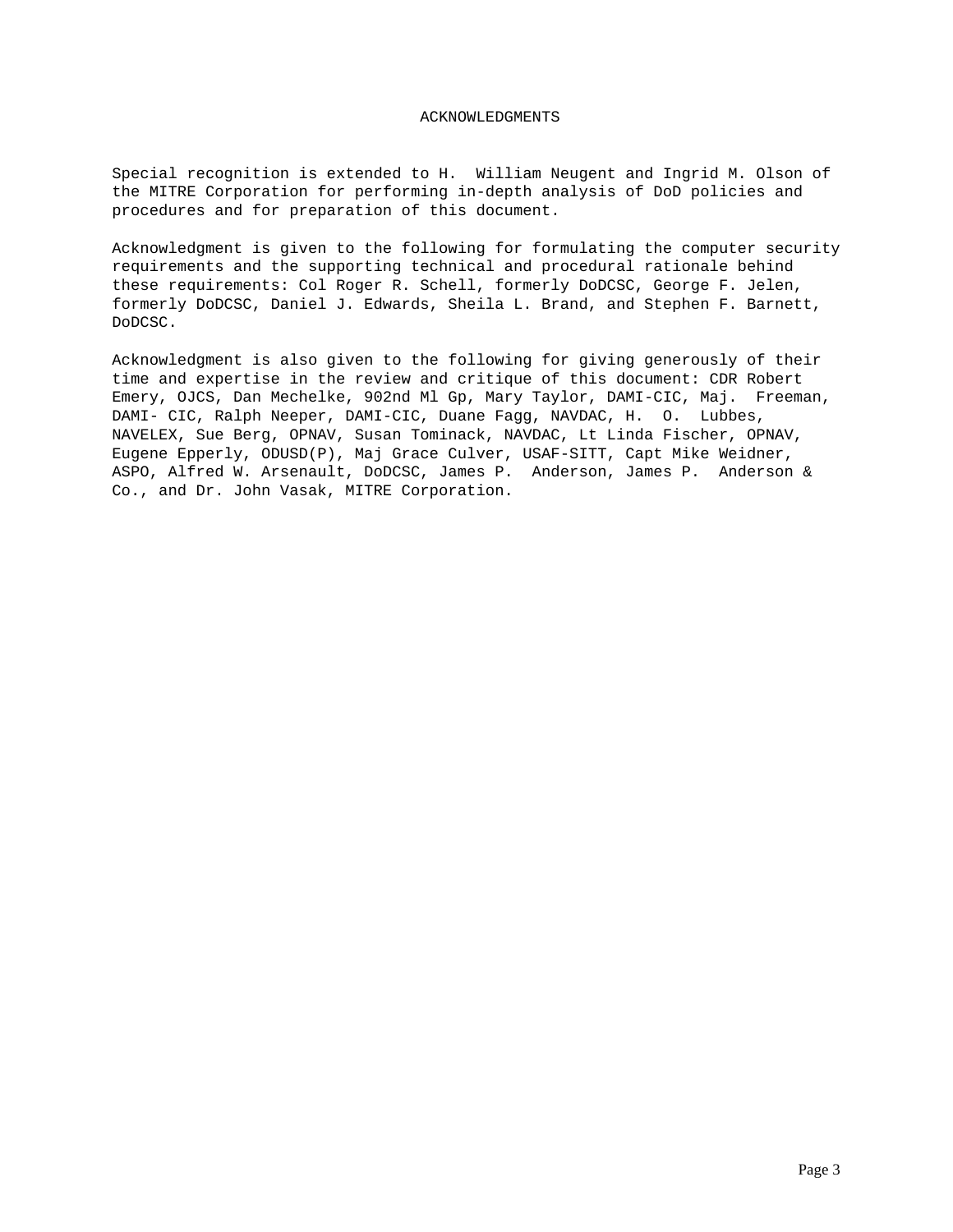# ACKNOWLEDGMENTS

Special recognition is extended to H. William Neugent and Ingrid M. Olson of the MITRE Corporation for performing in-depth analysis of DoD policies and procedures and for preparation of this document.

Acknowledgment is given to the following for formulating the computer security requirements and the supporting technical and procedural rationale behind these requirements: Col Roger R. Schell, formerly DoDCSC, George F. Jelen, formerly DoDCSC, Daniel J. Edwards, Sheila L. Brand, and Stephen F. Barnett, DoDCSC.

Acknowledgment is also given to the following for giving generously of their time and expertise in the review and critique of this document: CDR Robert Emery, OJCS, Dan Mechelke, 902nd Ml Gp, Mary Taylor, DAMI-CIC, Maj. Freeman, DAMI- CIC, Ralph Neeper, DAMI-CIC, Duane Fagg, NAVDAC, H. O. Lubbes, NAVELEX, Sue Berg, OPNAV, Susan Tominack, NAVDAC, Lt Linda Fischer, OPNAV, Eugene Epperly, ODUSD(P), Maj Grace Culver, USAF-SITT, Capt Mike Weidner, ASPO, Alfred W. Arsenault, DoDCSC, James P. Anderson, James P. Anderson & Co., and Dr. John Vasak, MITRE Corporation.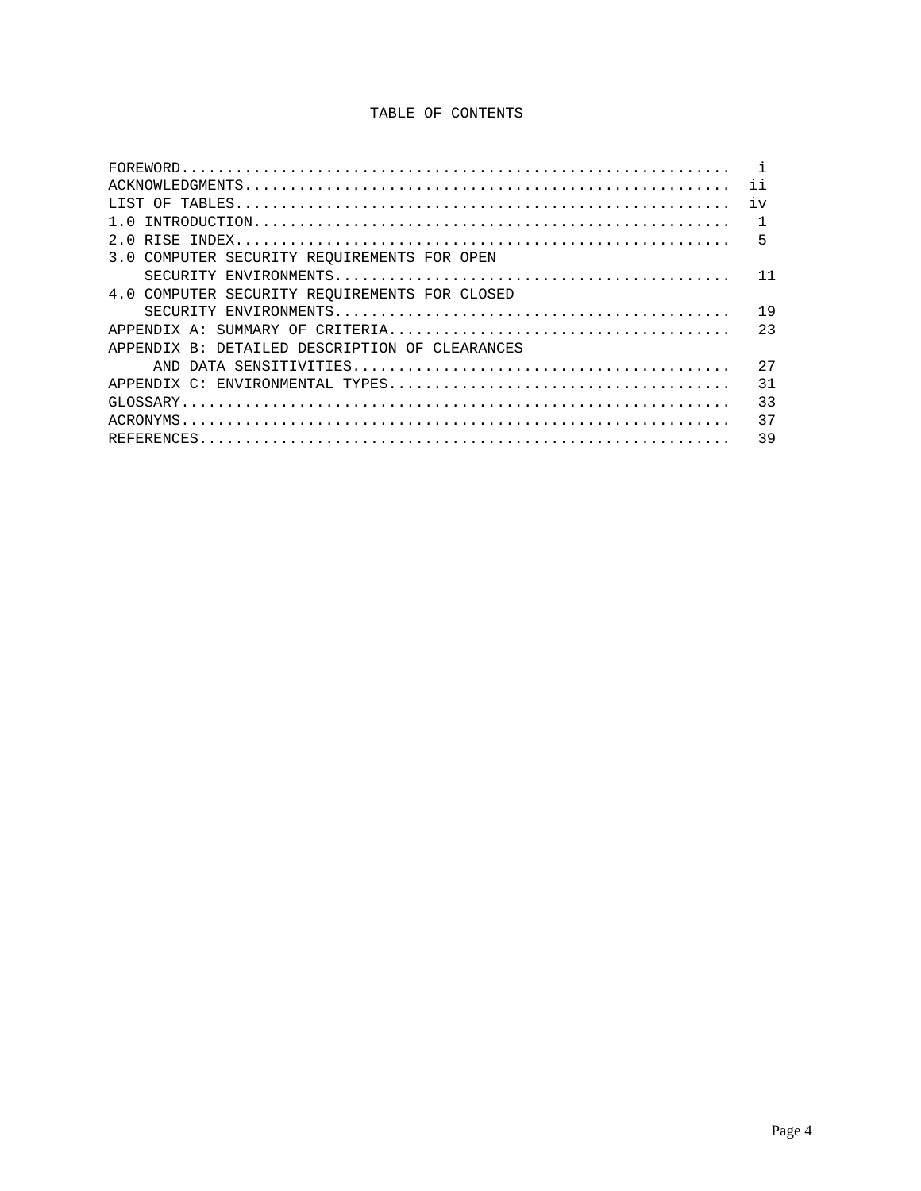# TABLE OF CONTENTS

| | |
|---|---|
| FOREWORD | i |
| ACKNOWLEDGMENTS | ii |
| LIST OF TABLES | iv |
| 1.0 INTRODUCTION | 1 |
| 2.0 RISE INDEX | 5 |
| 3.0 COMPUTER SECURITY REQUIREMENTS FOR OPEN SECURITY ENVIRONMENTS | 11 |
| 4.0 COMPUTER SECURITY REQUIREMENTS FOR CLOSED SECURITY ENVIRONMENTS | 19 |
| APPENDIX A: SUMMARY OF CRITERIA | 23 |
| APPENDIX B: DETAILED DESCRIPTION OF CLEARANCES AND DATA SENSITIVITIES | 27 |
| APPENDIX C: ENVIRONMENTAL TYPES | 31 |
| GLOSSARY | 33 |
| ACRONYMS | 37 |
| REFERENCES | 39 |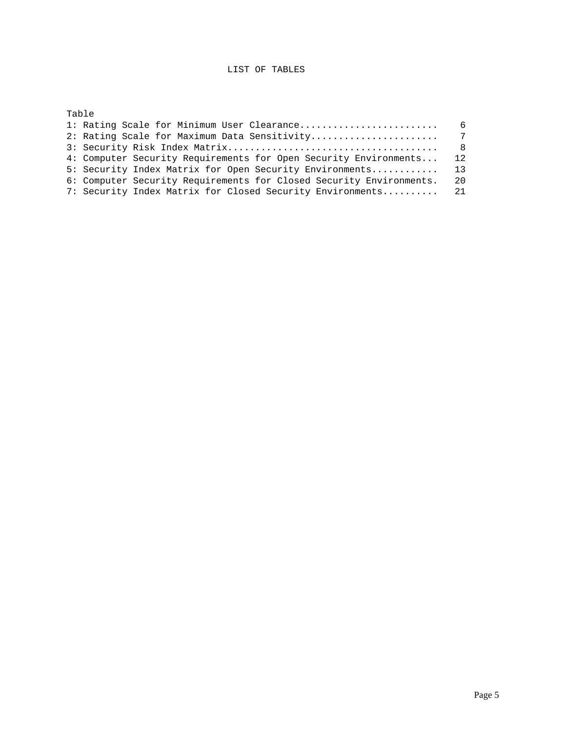# LIST OF TABLES

| Table | Page |
|---|---|
| 1: Rating Scale for Minimum User Clearance | 6 |
| 2: Rating Scale for Maximum Data Sensitivity | 7 |
| 3: Security Risk Index Matrix | 8 |
| 4: Computer Security Requirements for Open Security Environments | 12 |
| 5: Security Index Matrix for Open Security Environments | 13 |
| 6: Computer Security Requirements for Closed Security Environments | 20 |
| 7: Security Index Matrix for Closed Security Environments | 21 |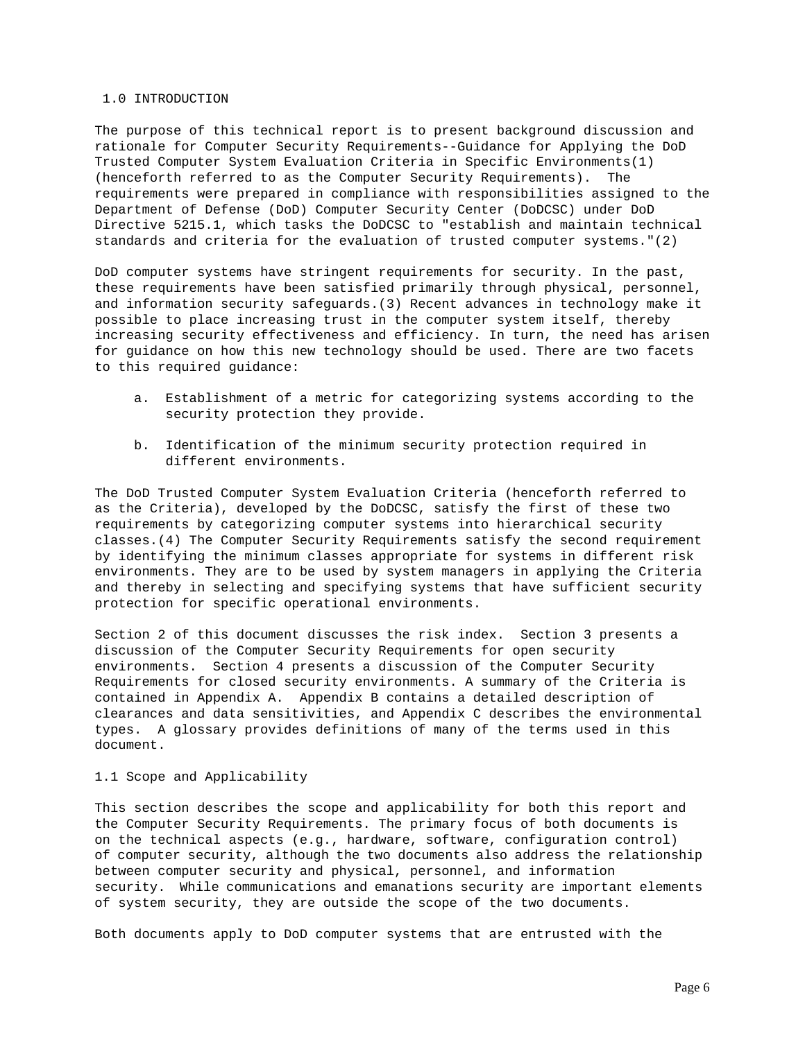# 1.0 INTRODUCTION

The purpose of this technical report is to present background discussion and rationale for Computer Security Requirements--Guidance for Applying the DoD Trusted Computer System Evaluation Criteria in Specific Environments(1) (henceforth referred to as the Computer Security Requirements). The requirements were prepared in compliance with responsibilities assigned to the Department of Defense (DoD) Computer Security Center (DoDCSC) under DoD Directive 5215.1, which tasks the DoDCSC to "establish and maintain technical standards and criteria for the evaluation of trusted computer systems."(2)

DoD computer systems have stringent requirements for security. In the past, these requirements have been satisfied primarily through physical, personnel, and information security safeguards.(3) Recent advances in technology make it possible to place increasing trust in the computer system itself, thereby increasing security effectiveness and efficiency. In turn, the need has arisen for guidance on how this new technology should be used. There are two facets to this required guidance:

a. Establishment of a metric for categorizing systems according to the security protection they provide.

b. Identification of the minimum security protection required in different environments.

The DoD Trusted Computer System Evaluation Criteria (henceforth referred to as the Criteria), developed by the DoDCSC, satisfy the first of these two requirements by categorizing computer systems into hierarchical security classes.(4) The Computer Security Requirements satisfy the second requirement by identifying the minimum classes appropriate for systems in different risk environments. They are to be used by system managers in applying the Criteria and thereby in selecting and specifying systems that have sufficient security protection for specific operational environments.

Section 2 of this document discusses the risk index. Section 3 presents a discussion of the Computer Security Requirements for open security environments. Section 4 presents a discussion of the Computer Security Requirements for closed security environments. A summary of the Criteria is contained in Appendix A. Appendix B contains a detailed description of clearances and data sensitivities, and Appendix C describes the environmental types. A glossary provides definitions of many of the terms used in this document.

## 1.1 Scope and Applicability

This section describes the scope and applicability for both this report and the Computer Security Requirements. The primary focus of both documents is on the technical aspects (e.g., hardware, software, configuration control) of computer security, although the two documents also address the relationship between computer security and physical, personnel, and information security. While communications and emanations security are important elements of system security, they are outside the scope of the two documents.

Both documents apply to DoD computer systems that are entrusted with the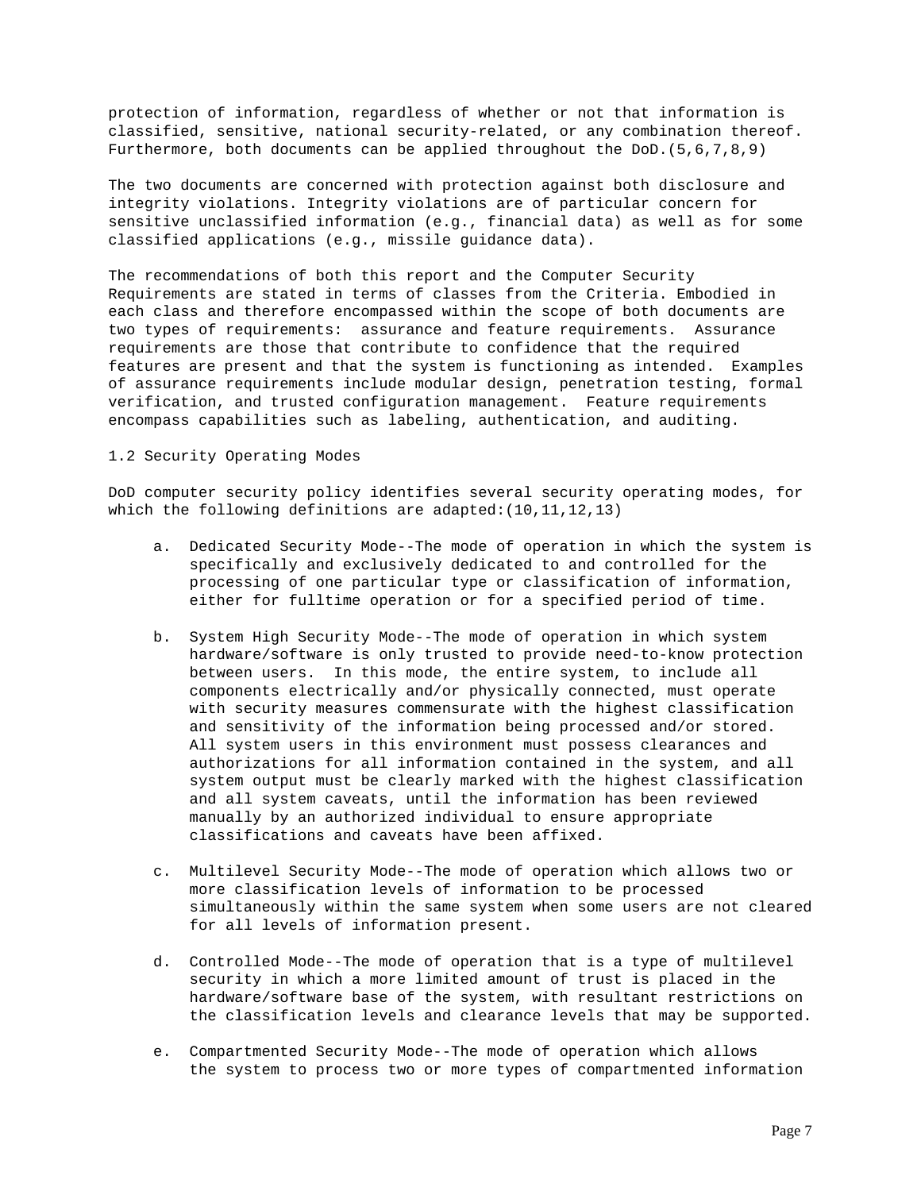protection of information, regardless of whether or not that information is classified, sensitive, national security-related, or any combination thereof. Furthermore, both documents can be applied throughout the DoD.(5,6,7,8,9)

The two documents are concerned with protection against both disclosure and integrity violations. Integrity violations are of particular concern for sensitive unclassified information (e.g., financial data) as well as for some classified applications (e.g., missile guidance data).

The recommendations of both this report and the Computer Security Requirements are stated in terms of classes from the Criteria. Embodied in each class and therefore encompassed within the scope of both documents are two types of requirements: assurance and feature requirements. Assurance requirements are those that contribute to confidence that the required features are present and that the system is functioning as intended. Examples of assurance requirements include modular design, penetration testing, formal verification, and trusted configuration management. Feature requirements encompass capabilities such as labeling, authentication, and auditing.

## 1.2 Security Operating Modes

DoD computer security policy identifies several security operating modes, for which the following definitions are adapted:(10,11,12,13)

a. Dedicated Security Mode--The mode of operation in which the system is specifically and exclusively dedicated to and controlled for the processing of one particular type or classification of information, either for fulltime operation or for a specified period of time.

b. System High Security Mode--The mode of operation in which system hardware/software is only trusted to provide need-to-know protection between users. In this mode, the entire system, to include all components electrically and/or physically connected, must operate with security measures commensurate with the highest classification and sensitivity of the information being processed and/or stored. All system users in this environment must possess clearances and authorizations for all information contained in the system, and all system output must be clearly marked with the highest classification and all system caveats, until the information has been reviewed manually by an authorized individual to ensure appropriate classifications and caveats have been affixed.

c. Multilevel Security Mode--The mode of operation which allows two or more classification levels of information to be processed simultaneously within the same system when some users are not cleared for all levels of information present.

d. Controlled Mode--The mode of operation that is a type of multilevel security in which a more limited amount of trust is placed in the hardware/software base of the system, with resultant restrictions on the classification levels and clearance levels that may be supported.

e. Compartmented Security Mode--The mode of operation which allows the system to process two or more types of compartmented information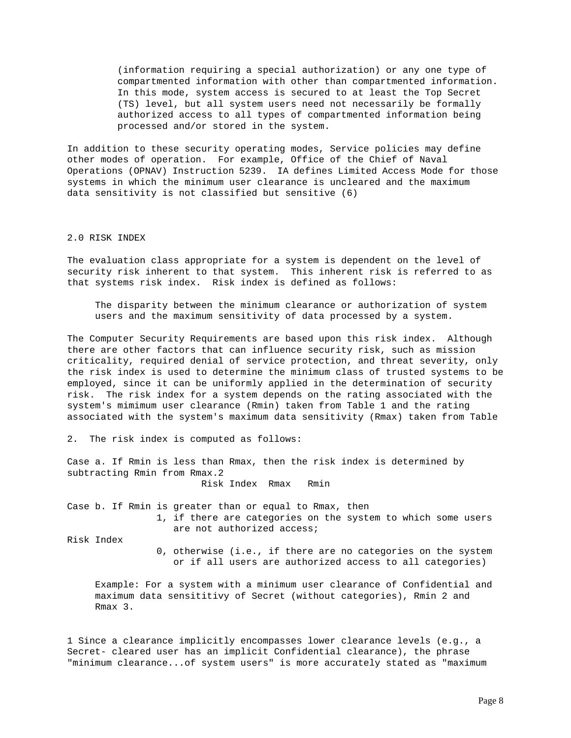(information requiring a special authorization) or any one type of compartmented information with other than compartmented information. In this mode, system access is secured to at least the Top Secret (TS) level, but all system users need not necessarily be formally authorized access to all types of compartmented information being processed and/or stored in the system.

In addition to these security operating modes, Service policies may define other modes of operation. For example, Office of the Chief of Naval Operations (OPNAV) Instruction 5239. IA defines Limited Access Mode for those systems in which the minimum user clearance is uncleared and the maximum data sensitivity is not classified but sensitive (6)

## 2.0 RISK INDEX

The evaluation class appropriate for a system is dependent on the level of security risk inherent to that system. This inherent risk is referred to as that systems risk index. Risk index is defined as follows:

> The disparity between the minimum clearance or authorization of system users and the maximum sensitivity of data processed by a system.

The Computer Security Requirements are based upon this risk index. Although there are other factors that can influence security risk, such as mission criticality, required denial of service protection, and threat severity, only the risk index is used to determine the minimum class of trusted systems to be employed, since it can be uniformly applied in the determination of security risk. The risk index for a system depends on the rating associated with the system's mimimum user clearance (Rmin) taken from Table 1 and the rating associated with the system's maximum data sensitivity (Rmax) taken from Table

2. The risk index is computed as follows:

Case a. If Rmin is less than Rmax, then the risk index is determined by subtracting Rmin from Rmax.2

Risk Index Rmax Rmin

Case b. If Rmin is greater than or equal to Rmax, then

Risk Index

- 1, if there are categories on the system to which some users are not authorized access;
- 0, otherwise (i.e., if there are no categories on the system or if all users are authorized access to all categories)

> Example: For a system with a minimum user clearance of Confidential and maximum data sensititivy of Secret (without categories), Rmin 2 and Rmax 3.

1 Since a clearance implicitly encompasses lower clearance levels (e.g., a Secret- cleared user has an implicit Confidential clearance), the phrase "minimum clearance...of system users" is more accurately stated as "maximum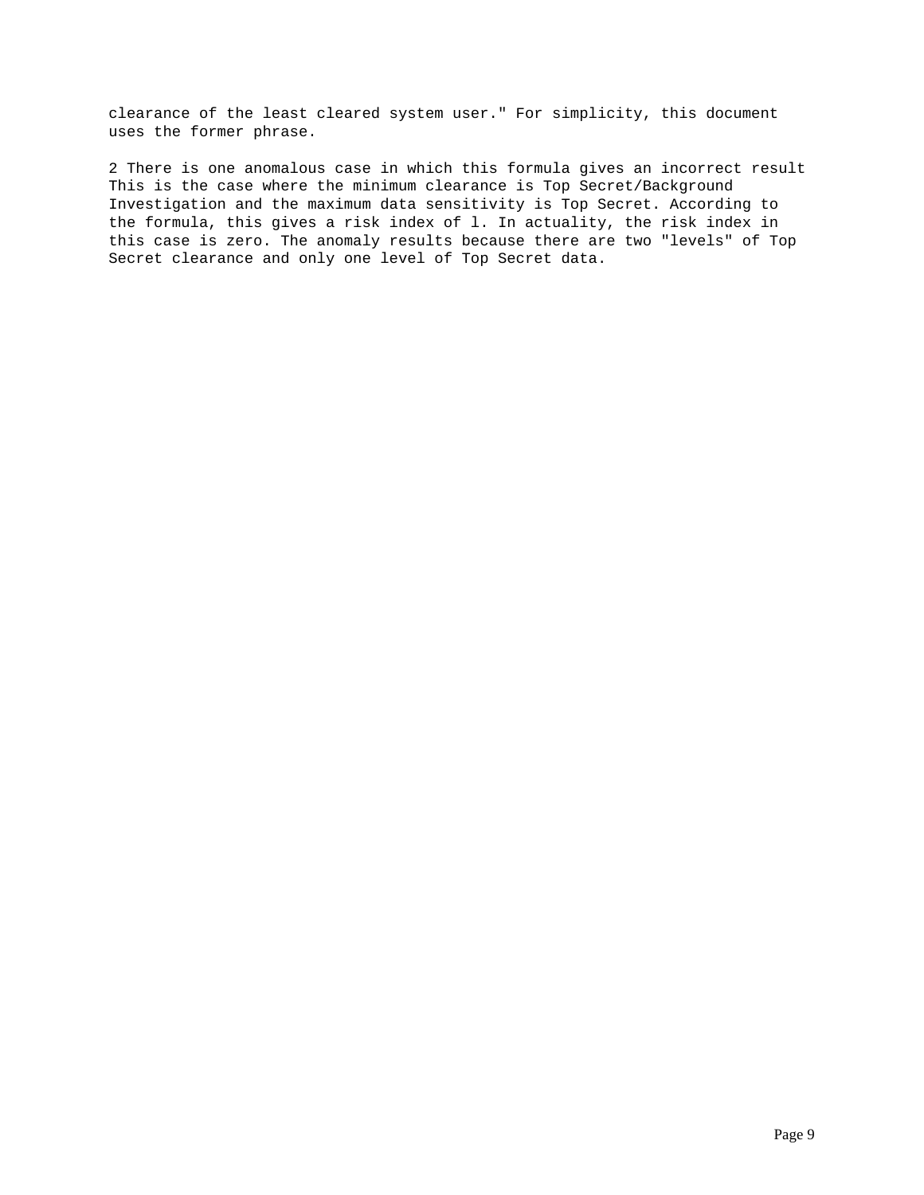clearance of the least cleared system user." For simplicity, this document uses the former phrase.

2 There is one anomalous case in which this formula gives an incorrect result This is the case where the minimum clearance is Top Secret/Background Investigation and the maximum data sensitivity is Top Secret. According to the formula, this gives a risk index of l. In actuality, the risk index in this case is zero. The anomaly results because there are two "levels" of Top Secret clearance and only one level of Top Secret data.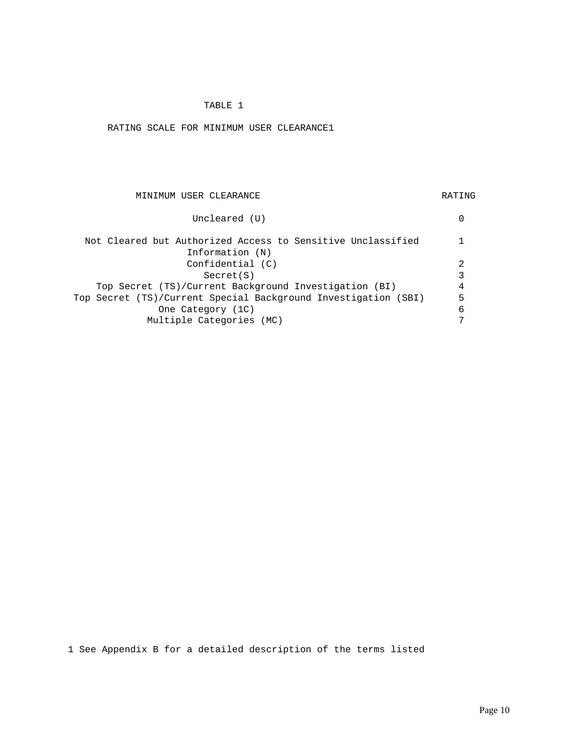TABLE 1

RATING SCALE FOR MINIMUM USER CLEARANCE[1]

| MINIMUM USER CLEARANCE | RATING |
| --- | --- |
| Uncleared (U) | 0 |
| Not Cleared but Authorized Access to Sensitive Unclassified Information (N) | 1 |
| Confidential (C) | 2 |
| Secret(S) | 3 |
| Top Secret (TS)/Current Background Investigation (BI) | 4 |
| Top Secret (TS)/Current Special Background Investigation (SBI) | 5 |
| One Category (1C) | 6 |
| Multiple Categories (MC) | 7 |

1 See Appendix B for a detailed description of the terms listed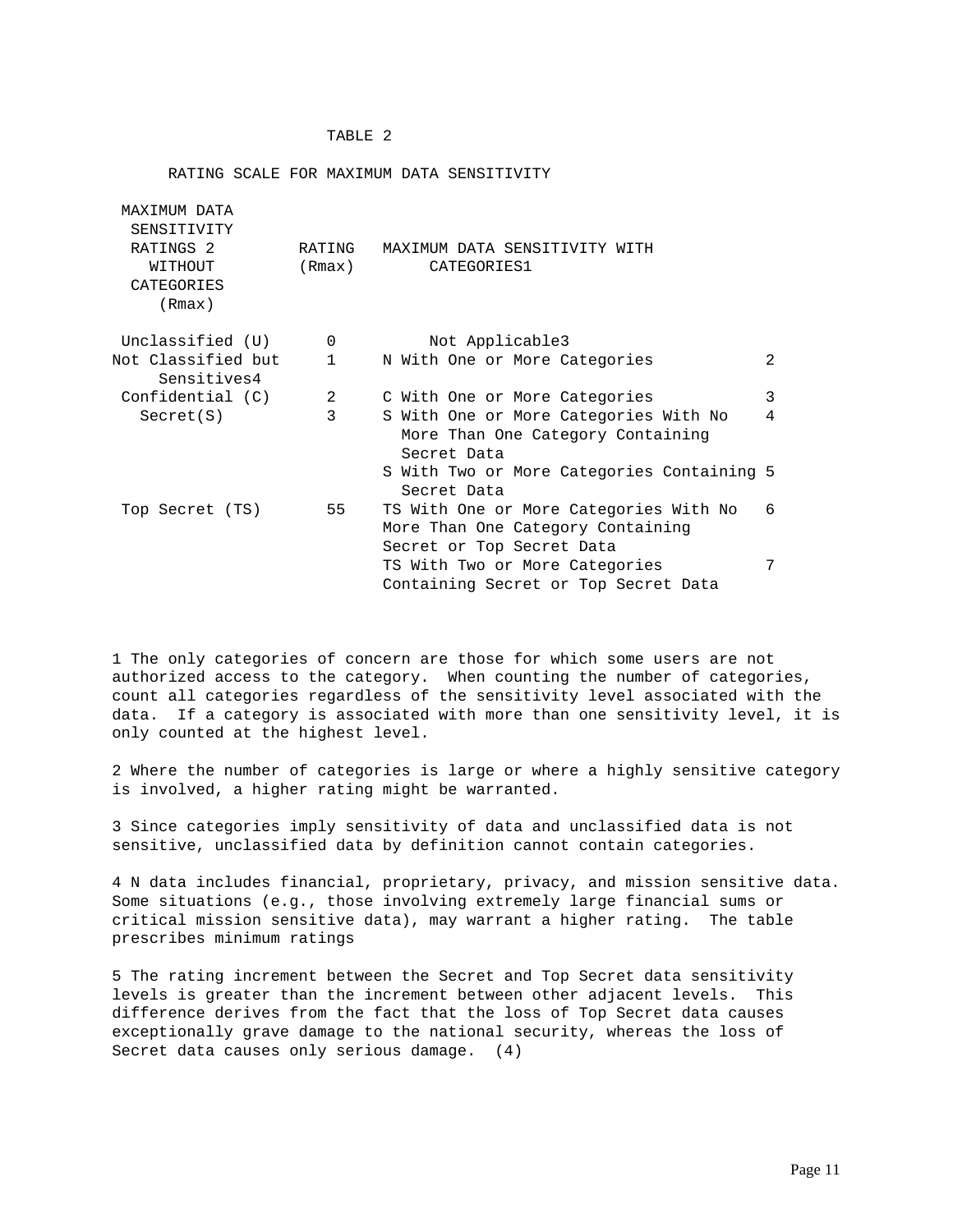TABLE 2

RATING SCALE FOR MAXIMUM DATA SENSITIVITY

| MAXIMUM DATA SENSITIVITY RATINGS [2] WITHOUT CATEGORIES (Rmax) | RATING (Rmax) | MAXIMUM DATA SENSITIVITY WITH CATEGORIES[1] | |
|---|---|---|---|
| Unclassified (U) | 0 | Not Applicable[3] | |
| Not Classified but Sensitive[4] | 1 | N With One or More Categories | 2 |
| Confidential (C) | 2 | C With One or More Categories | 3 |
| Secret(S) | 3 | S With One or More Categories With No More Than One Category Containing Secret Data | 4 |
| | | S With Two or More Categories Containing Secret Data | 5 |
| Top Secret (TS) | 5[5] | TS With One or More Categories With No More Than One Category Containing Secret or Top Secret Data | 6 |
| | | TS With Two or More Categories Containing Secret or Top Secret Data | 7 |

1 The only categories of concern are those for which some users are not authorized access to the category. When counting the number of categories, count all categories regardless of the sensitivity level associated with the data. If a category is associated with more than one sensitivity level, it is only counted at the highest level.

2 Where the number of categories is large or where a highly sensitive category is involved, a higher rating might be warranted.

3 Since categories imply sensitivity of data and unclassified data is not sensitive, unclassified data by definition cannot contain categories.

4 N data includes financial, proprietary, privacy, and mission sensitive data. Some situations (e.g., those involving extremely large financial sums or critical mission sensitive data), may warrant a higher rating. The table prescribes minimum ratings

5 The rating increment between the Secret and Top Secret data sensitivity levels is greater than the increment between other adjacent levels. This difference derives from the fact that the loss of Top Secret data causes exceptionally grave damage to the national security, whereas the loss of Secret data causes only serious damage. (4)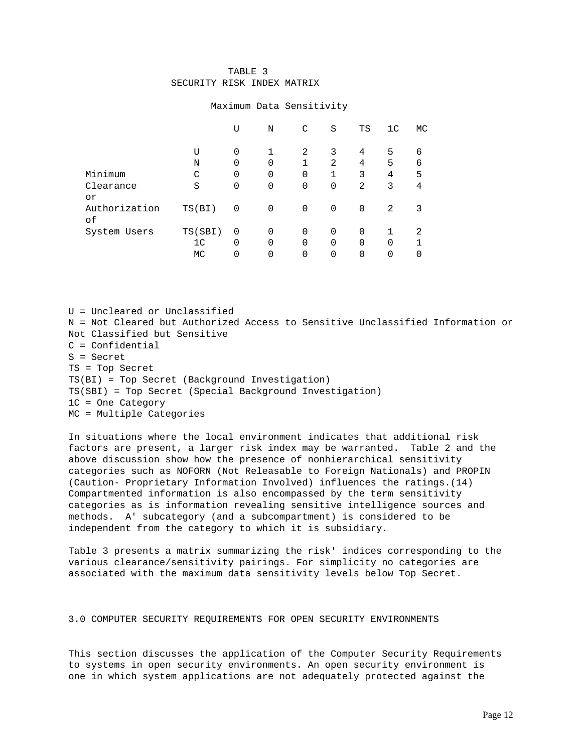TABLE 3
SECURITY RISK INDEX MATRIX

| Minimum Clearance or Authorization of System Users | Maximum Data Sensitivity | | | | | | |
|---|---|---|---|---|---|---|---|
| | U | N | C | S | TS | 1C | MC |
| U | 0 | 1 | 2 | 3 | 4 | 5 | 6 |
| N | 0 | 0 | 1 | 2 | 4 | 5 | 6 |
| C | 0 | 0 | 0 | 1 | 3 | 4 | 5 |
| S | 0 | 0 | 0 | 0 | 2 | 3 | 4 |
| TS(BI) | 0 | 0 | 0 | 0 | 0 | 2 | 3 |
| TS(SBI) | 0 | 0 | 0 | 0 | 0 | 1 | 2 |
| 1C | 0 | 0 | 0 | 0 | 0 | 0 | 1 |
| MC | 0 | 0 | 0 | 0 | 0 | 0 | 0 |

U = Uncleared or Unclassified
N = Not Cleared but Authorized Access to Sensitive Unclassified Information or Not Classified but Sensitive
C = Confidential
S = Secret
TS = Top Secret
TS(BI) = Top Secret (Background Investigation)
TS(SBI) = Top Secret (Special Background Investigation)
1C = One Category
MC = Multiple Categories

In situations where the local environment indicates that additional risk factors are present, a larger risk index may be warranted. Table 2 and the above discussion show how the presence of nonhierarchical sensitivity categories such as NOFORN (Not Releasable to Foreign Nationals) and PROPIN (Caution- Proprietary Information Involved) influences the ratings.(14) Compartmented information is also encompassed by the term sensitivity categories as is information revealing sensitive intelligence sources and methods. A' subcategory (and a subcompartment) is considered to be independent from the category to which it is subsidiary.

Table 3 presents a matrix summarizing the risk' indices corresponding to the various clearance/sensitivity pairings. For simplicity no categories are associated with the maximum data sensitivity levels below Top Secret.

## 3.0 COMPUTER SECURITY REQUIREMENTS FOR OPEN SECURITY ENVIRONMENTS

This section discusses the application of the Computer Security Requirements to systems in open security environments. An open security environment is one in which system applications are not adequately protected against the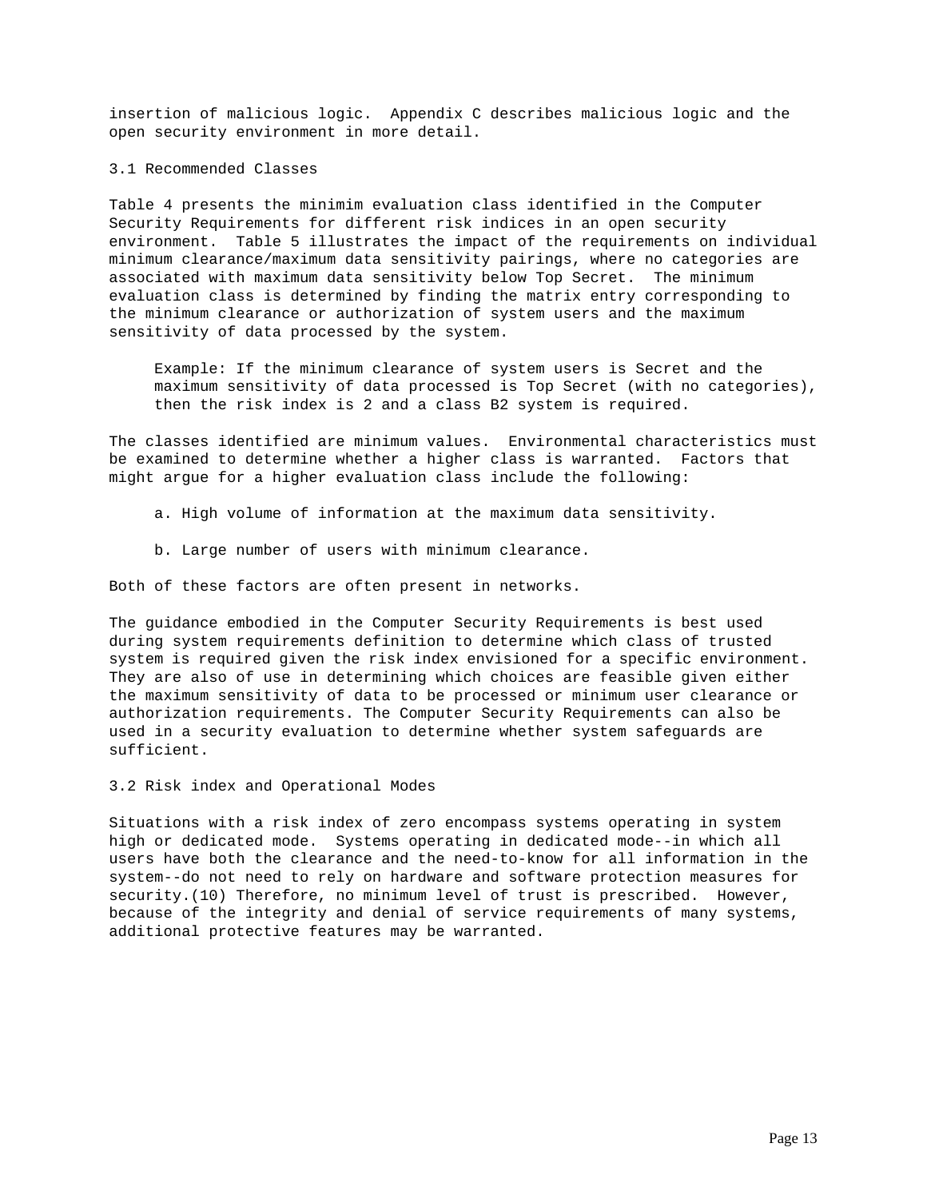insertion of malicious logic. Appendix C describes malicious logic and the open security environment in more detail.

## 3.1 Recommended Classes

Table 4 presents the minimim evaluation class identified in the Computer Security Requirements for different risk indices in an open security environment. Table 5 illustrates the impact of the requirements on individual minimum clearance/maximum data sensitivity pairings, where no categories are associated with maximum data sensitivity below Top Secret. The minimum evaluation class is determined by finding the matrix entry corresponding to the minimum clearance or authorization of system users and the maximum sensitivity of data processed by the system.

> Example: If the minimum clearance of system users is Secret and the maximum sensitivity of data processed is Top Secret (with no categories), then the risk index is 2 and a class B2 system is required.

The classes identified are minimum values. Environmental characteristics must be examined to determine whether a higher class is warranted. Factors that might argue for a higher evaluation class include the following:

a. High volume of information at the maximum data sensitivity.

b. Large number of users with minimum clearance.

Both of these factors are often present in networks.

The guidance embodied in the Computer Security Requirements is best used during system requirements definition to determine which class of trusted system is required given the risk index envisioned for a specific environment. They are also of use in determining which choices are feasible given either the maximum sensitivity of data to be processed or minimum user clearance or authorization requirements. The Computer Security Requirements can also be used in a security evaluation to determine whether system safeguards are sufficient.

## 3.2 Risk index and Operational Modes

Situations with a risk index of zero encompass systems operating in system high or dedicated mode. Systems operating in dedicated mode--in which all users have both the clearance and the need-to-know for all information in the system--do not need to rely on hardware and software protection measures for security.(10) Therefore, no minimum level of trust is prescribed. However, because of the integrity and denial of service requirements of many systems, additional protective features may be warranted.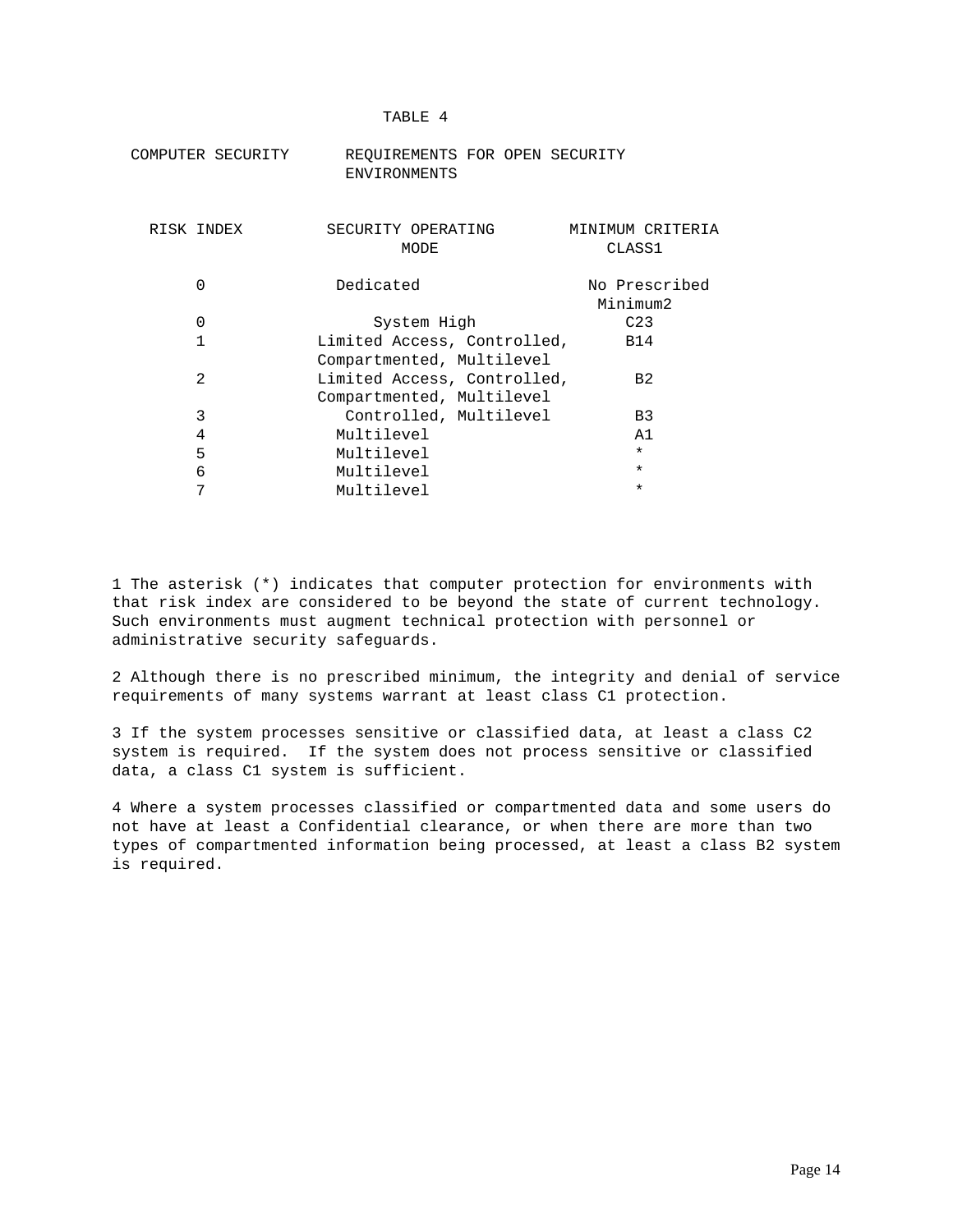TABLE 4

COMPUTER SECURITY REQUIREMENTS FOR OPEN SECURITY ENVIRONMENTS

| RISK INDEX | SECURITY OPERATING MODE | MINIMUM CRITERIA CLASS[1] |
|---|---|---|
| 0 | Dedicated | No Prescribed Minimum[2] |
| 0 | System High | C2[3] |
| 1 | Limited Access, Controlled, Compartmented, Multilevel | B1[4] |
| 2 | Limited Access, Controlled, Compartmented, Multilevel | B2 |
| 3 | Controlled, Multilevel | B3 |
| 4 | Multilevel | A1 |
| 5 | Multilevel | * |
| 6 | Multilevel | * |
| 7 | Multilevel | * |

1 The asterisk (*) indicates that computer protection for environments with that risk index are considered to be beyond the state of current technology. Such environments must augment technical protection with personnel or administrative security safeguards.

2 Although there is no prescribed minimum, the integrity and denial of service requirements of many systems warrant at least class C1 protection.

3 If the system processes sensitive or classified data, at least a class C2 system is required. If the system does not process sensitive or classified data, a class C1 system is sufficient.

4 Where a system processes classified or compartmented data and some users do not have at least a Confidential clearance, or when there are more than two types of compartmented information being processed, at least a class B2 system is required.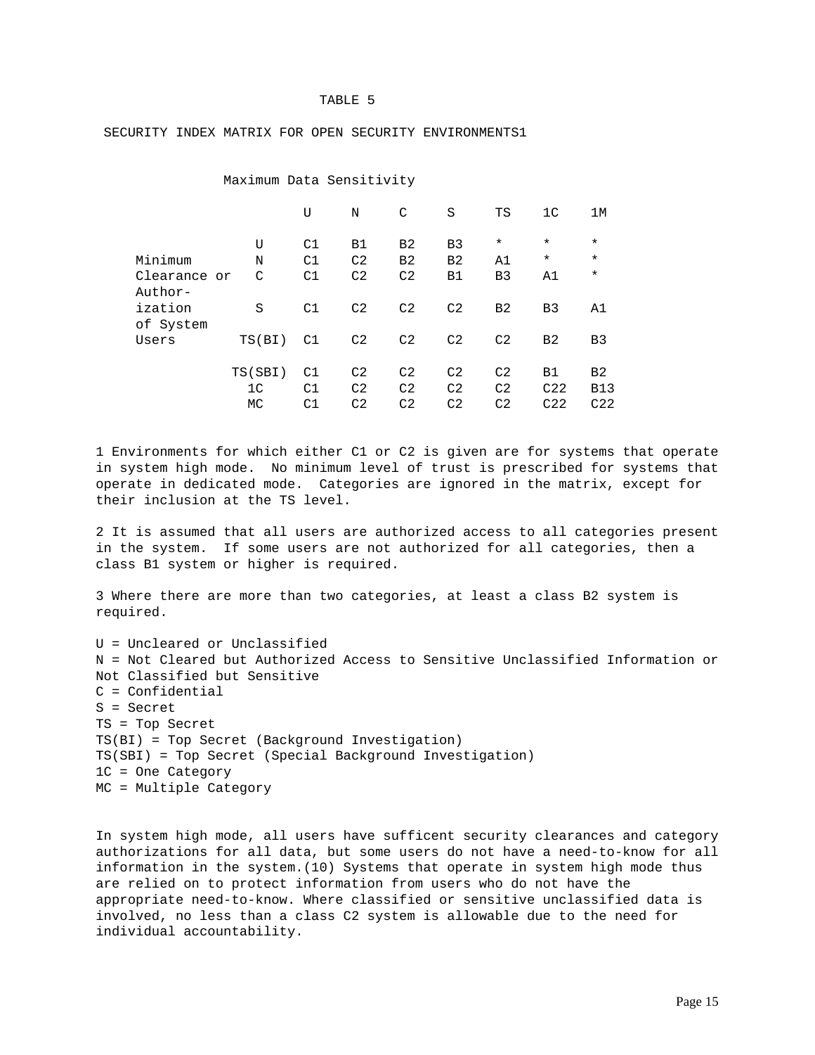TABLE 5

SECURITY INDEX MATRIX FOR OPEN SECURITY ENVIRONMENTS[1]

| Minimum Clearance or Authorization of System Users | Maximum Data Sensitivity: U | N | C | S | TS | 1C | 1M |
|---|---|---|---|---|---|---|---|
| U | C1 | B1 | B2 | B3 | * | * | * |
| N | C1 | C2 | B2 | B2 | A1 | * | * |
| C | C1 | C2 | C2 | B1 | B3 | A1 | * |
| S | C1 | C2 | C2 | C2 | B2 | B3 | A1 |
| TS(BI) | C1 | C2 | C2 | C2 | C2 | B2 | B3 |
| TS(SBI) | C1 | C2 | C2 | C2 | C2 | B1 | B2 |
| 1C | C1 | C2 | C2 | C2 | C2 | C2[2] | B1[3] |
| MC | C1 | C2 | C2 | C2 | C2 | C2[2] | C2[2] |

1 Environments for which either C1 or C2 is given are for systems that operate in system high mode. No minimum level of trust is prescribed for systems that operate in dedicated mode. Categories are ignored in the matrix, except for their inclusion at the TS level.

2 It is assumed that all users are authorized access to all categories present in the system. If some users are not authorized for all categories, then a class B1 system or higher is required.

3 Where there are more than two categories, at least a class B2 system is required.

U = Uncleared or Unclassified
N = Not Cleared but Authorized Access to Sensitive Unclassified Information or Not Classified but Sensitive
C = Confidential
S = Secret
TS = Top Secret
TS(BI) = Top Secret (Background Investigation)
TS(SBI) = Top Secret (Special Background Investigation)
1C = One Category
MC = Multiple Category

In system high mode, all users have sufficent security clearances and category authorizations for all data, but some users do not have a need-to-know for all information in the system.(10) Systems that operate in system high mode thus are relied on to protect information from users who do not have the appropriate need-to-know. Where classified or sensitive unclassified data is involved, no less than a class C2 system is allowable due to the need for individual accountability.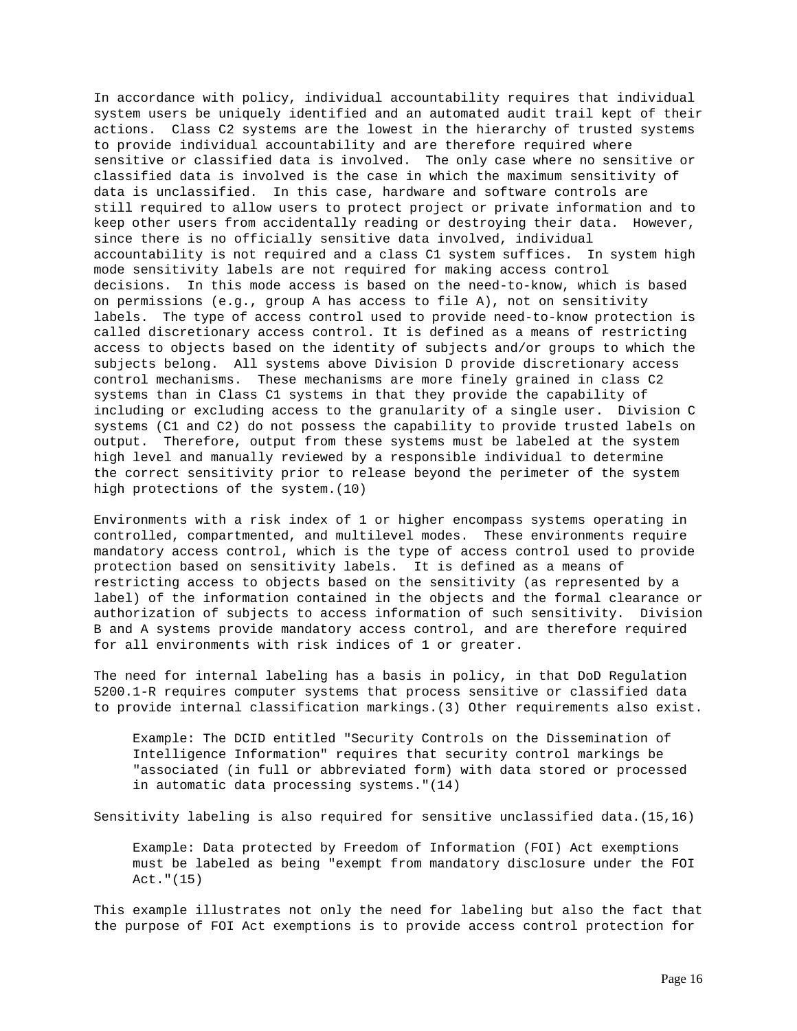In accordance with policy, individual accountability requires that individual system users be uniquely identified and an automated audit trail kept of their actions. Class C2 systems are the lowest in the hierarchy of trusted systems to provide individual accountability and are therefore required where sensitive or classified data is involved. The only case where no sensitive or classified data is involved is the case in which the maximum sensitivity of data is unclassified. In this case, hardware and software controls are still required to allow users to protect project or private information and to keep other users from accidentally reading or destroying their data. However, since there is no officially sensitive data involved, individual accountability is not required and a class C1 system suffices. In system high mode sensitivity labels are not required for making access control decisions. In this mode access is based on the need-to-know, which is based on permissions (e.g., group A has access to file A), not on sensitivity labels. The type of access control used to provide need-to-know protection is called discretionary access control. It is defined as a means of restricting access to objects based on the identity of subjects and/or groups to which the subjects belong. All systems above Division D provide discretionary access control mechanisms. These mechanisms are more finely grained in class C2 systems than in Class C1 systems in that they provide the capability of including or excluding access to the granularity of a single user. Division C systems (C1 and C2) do not possess the capability to provide trusted labels on output. Therefore, output from these systems must be labeled at the system high level and manually reviewed by a responsible individual to determine the correct sensitivity prior to release beyond the perimeter of the system high protections of the system.(10)

Environments with a risk index of 1 or higher encompass systems operating in controlled, compartmented, and multilevel modes. These environments require mandatory access control, which is the type of access control used to provide protection based on sensitivity labels. It is defined as a means of restricting access to objects based on the sensitivity (as represented by a label) of the information contained in the objects and the formal clearance or authorization of subjects to access information of such sensitivity. Division B and A systems provide mandatory access control, and are therefore required for all environments with risk indices of 1 or greater.

The need for internal labeling has a basis in policy, in that DoD Regulation 5200.1-R requires computer systems that process sensitive or classified data to provide internal classification markings.(3) Other requirements also exist.

> Example: The DCID entitled "Security Controls on the Dissemination of Intelligence Information" requires that security control markings be "associated (in full or abbreviated form) with data stored or processed in automatic data processing systems."(14)

Sensitivity labeling is also required for sensitive unclassified data.(15,16)

> Example: Data protected by Freedom of Information (FOI) Act exemptions must be labeled as being "exempt from mandatory disclosure under the FOI Act."(15)

This example illustrates not only the need for labeling but also the fact that the purpose of FOI Act exemptions is to provide access control protection for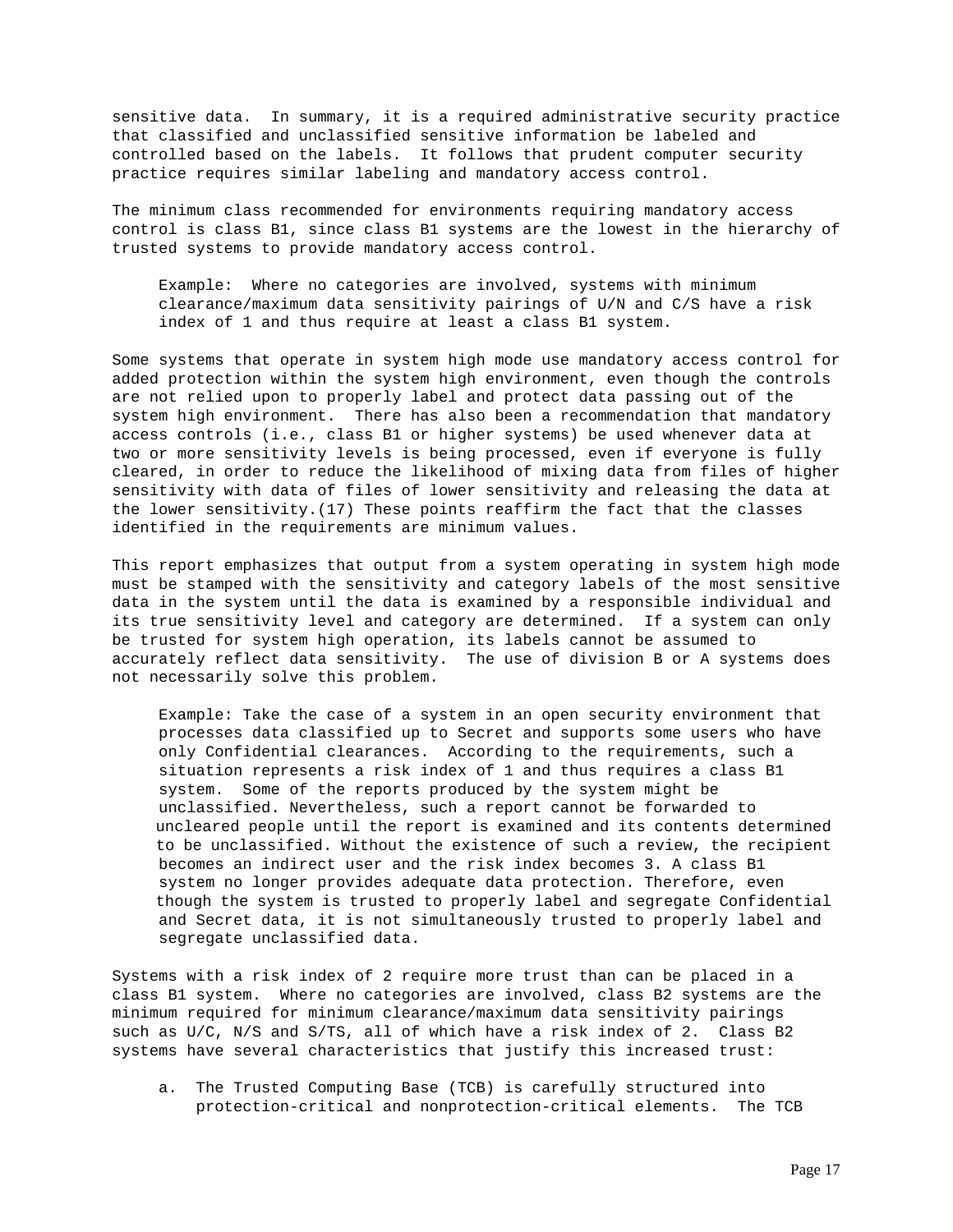sensitive data. In summary, it is a required administrative security practice that classified and unclassified sensitive information be labeled and controlled based on the labels. It follows that prudent computer security practice requires similar labeling and mandatory access control.

The minimum class recommended for environments requiring mandatory access control is class B1, since class B1 systems are the lowest in the hierarchy of trusted systems to provide mandatory access control.

> Example: Where no categories are involved, systems with minimum clearance/maximum data sensitivity pairings of U/N and C/S have a risk index of 1 and thus require at least a class B1 system.

Some systems that operate in system high mode use mandatory access control for added protection within the system high environment, even though the controls are not relied upon to properly label and protect data passing out of the system high environment. There has also been a recommendation that mandatory access controls (i.e., class B1 or higher systems) be used whenever data at two or more sensitivity levels is being processed, even if everyone is fully cleared, in order to reduce the likelihood of mixing data from files of higher sensitivity with data of files of lower sensitivity and releasing the data at the lower sensitivity.(17) These points reaffirm the fact that the classes identified in the requirements are minimum values.

This report emphasizes that output from a system operating in system high mode must be stamped with the sensitivity and category labels of the most sensitive data in the system until the data is examined by a responsible individual and its true sensitivity level and category are determined. If a system can only be trusted for system high operation, its labels cannot be assumed to accurately reflect data sensitivity. The use of division B or A systems does not necessarily solve this problem.

> Example: Take the case of a system in an open security environment that processes data classified up to Secret and supports some users who have only Confidential clearances. According to the requirements, such a situation represents a risk index of 1 and thus requires a class B1 system. Some of the reports produced by the system might be unclassified. Nevertheless, such a report cannot be forwarded to uncleared people until the report is examined and its contents determined to be unclassified. Without the existence of such a review, the recipient becomes an indirect user and the risk index becomes 3. A class B1 system no longer provides adequate data protection. Therefore, even though the system is trusted to properly label and segregate Confidential and Secret data, it is not simultaneously trusted to properly label and segregate unclassified data.

Systems with a risk index of 2 require more trust than can be placed in a class B1 system. Where no categories are involved, class B2 systems are the minimum required for minimum clearance/maximum data sensitivity pairings such as U/C, N/S and S/TS, all of which have a risk index of 2. Class B2 systems have several characteristics that justify this increased trust:

a. The Trusted Computing Base (TCB) is carefully structured into protection-critical and nonprotection-critical elements. The TCB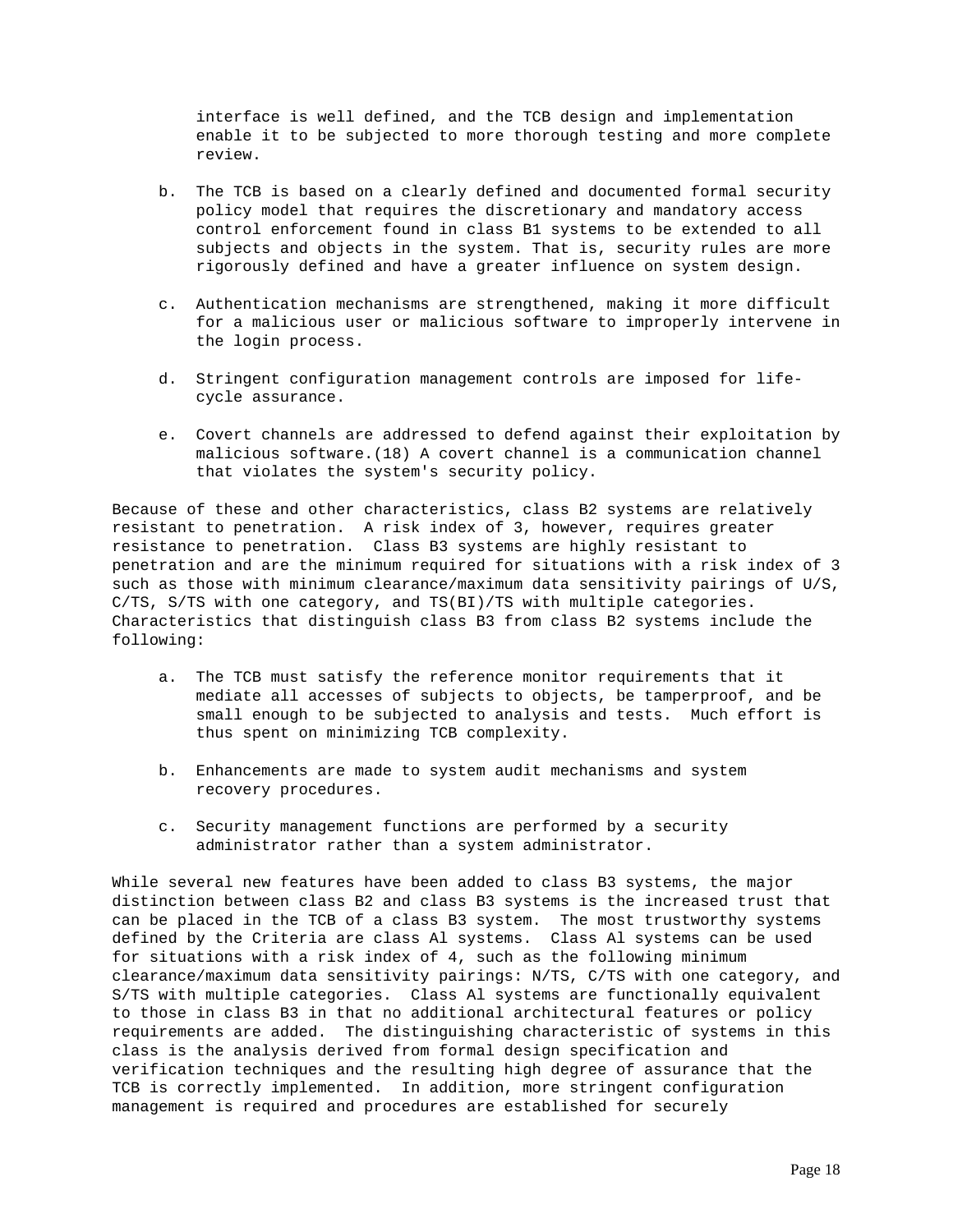interface is well defined, and the TCB design and implementation enable it to be subjected to more thorough testing and more complete review.

b. The TCB is based on a clearly defined and documented formal security policy model that requires the discretionary and mandatory access control enforcement found in class B1 systems to be extended to all subjects and objects in the system. That is, security rules are more rigorously defined and have a greater influence on system design.

c. Authentication mechanisms are strengthened, making it more difficult for a malicious user or malicious software to improperly intervene in the login process.

d. Stringent configuration management controls are imposed for life-cycle assurance.

e. Covert channels are addressed to defend against their exploitation by malicious software.(18) A covert channel is a communication channel that violates the system's security policy.

Because of these and other characteristics, class B2 systems are relatively resistant to penetration. A risk index of 3, however, requires greater resistance to penetration. Class B3 systems are highly resistant to penetration and are the minimum required for situations with a risk index of 3 such as those with minimum clearance/maximum data sensitivity pairings of U/S, C/TS, S/TS with one category, and TS(BI)/TS with multiple categories. Characteristics that distinguish class B3 from class B2 systems include the following:

a. The TCB must satisfy the reference monitor requirements that it mediate all accesses of subjects to objects, be tamperproof, and be small enough to be subjected to analysis and tests. Much effort is thus spent on minimizing TCB complexity.

b. Enhancements are made to system audit mechanisms and system recovery procedures.

c. Security management functions are performed by a security administrator rather than a system administrator.

While several new features have been added to class B3 systems, the major distinction between class B2 and class B3 systems is the increased trust that can be placed in the TCB of a class B3 system. The most trustworthy systems defined by the Criteria are class Al systems. Class Al systems can be used for situations with a risk index of 4, such as the following minimum clearance/maximum data sensitivity pairings: N/TS, C/TS with one category, and S/TS with multiple categories. Class Al systems are functionally equivalent to those in class B3 in that no additional architectural features or policy requirements are added. The distinguishing characteristic of systems in this class is the analysis derived from formal design specification and verification techniques and the resulting high degree of assurance that the TCB is correctly implemented. In addition, more stringent configuration management is required and procedures are established for securely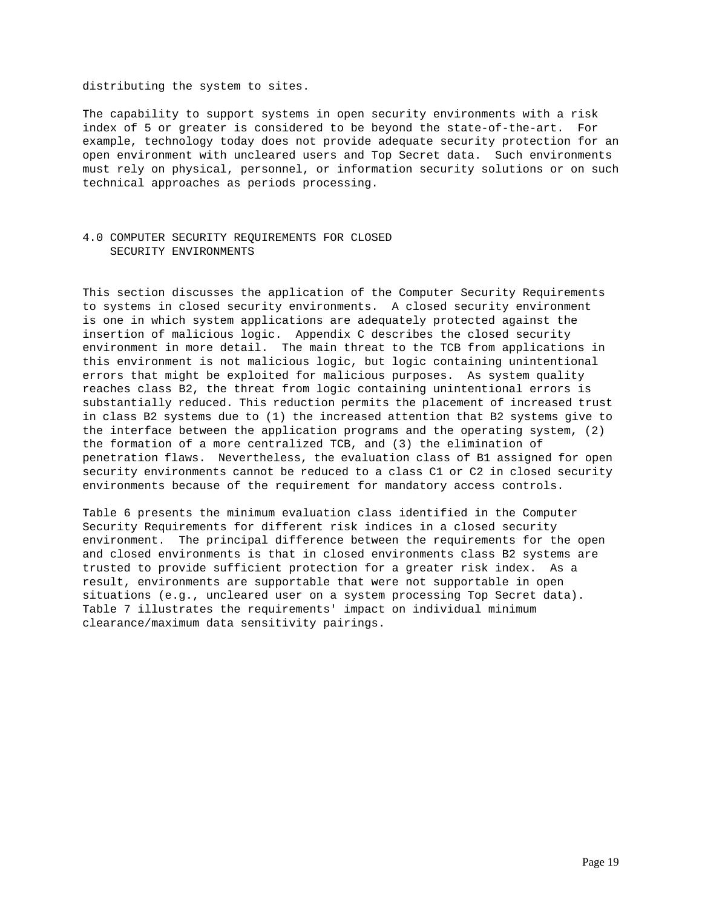distributing the system to sites.

The capability to support systems in open security environments with a risk index of 5 or greater is considered to be beyond the state-of-the-art. For example, technology today does not provide adequate security protection for an open environment with uncleared users and Top Secret data. Such environments must rely on physical, personnel, or information security solutions or on such technical approaches as periods processing.

## 4.0 COMPUTER SECURITY REQUIREMENTS FOR CLOSED SECURITY ENVIRONMENTS

This section discusses the application of the Computer Security Requirements to systems in closed security environments. A closed security environment is one in which system applications are adequately protected against the insertion of malicious logic. Appendix C describes the closed security environment in more detail. The main threat to the TCB from applications in this environment is not malicious logic, but logic containing unintentional errors that might be exploited for malicious purposes. As system quality reaches class B2, the threat from logic containing unintentional errors is substantially reduced. This reduction permits the placement of increased trust in class B2 systems due to (1) the increased attention that B2 systems give to the interface between the application programs and the operating system, (2) the formation of a more centralized TCB, and (3) the elimination of penetration flaws. Nevertheless, the evaluation class of B1 assigned for open security environments cannot be reduced to a class C1 or C2 in closed security environments because of the requirement for mandatory access controls.

Table 6 presents the minimum evaluation class identified in the Computer Security Requirements for different risk indices in a closed security environment. The principal difference between the requirements for the open and closed environments is that in closed environments class B2 systems are trusted to provide sufficient protection for a greater risk index. As a result, environments are supportable that were not supportable in open situations (e.g., uncleared user on a system processing Top Secret data). Table 7 illustrates the requirements' impact on individual minimum clearance/maximum data sensitivity pairings.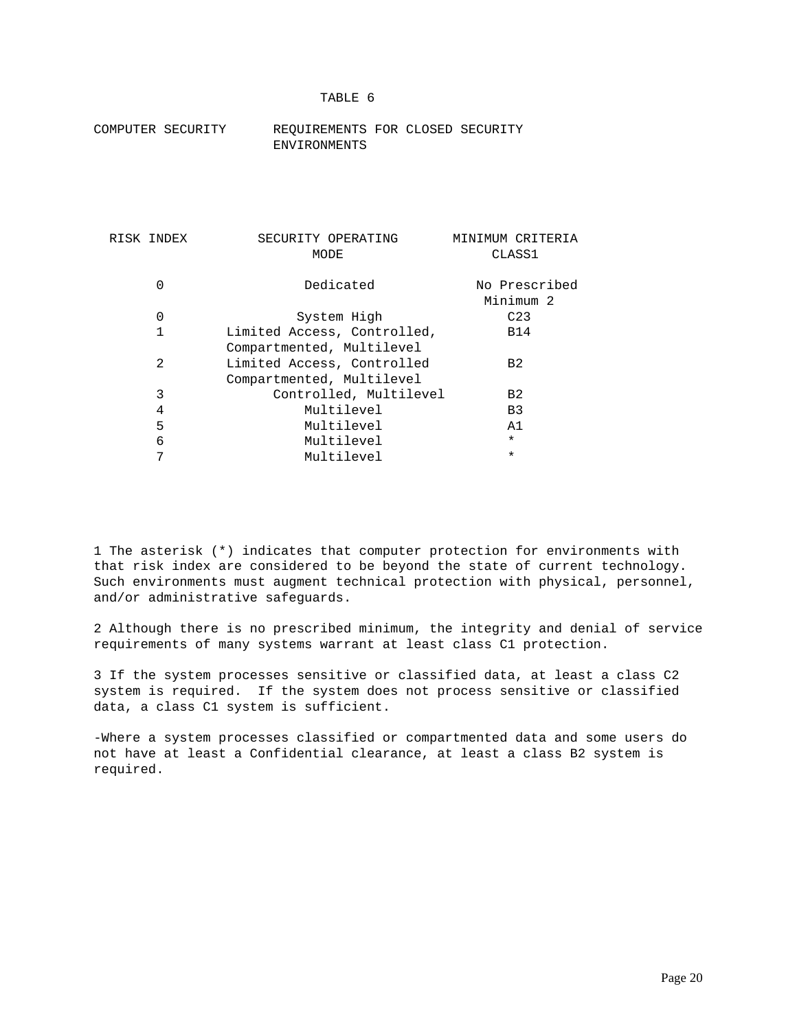# TABLE 6

## COMPUTER SECURITY REQUIREMENTS FOR CLOSED SECURITY ENVIRONMENTS

| RISK INDEX | SECURITY OPERATING MODE | MINIMUM CRITERIA CLASS1 |
|---|---|---|
| 0 | Dedicated | No Prescribed Minimum 2 |
| 0 | System High | C23 |
| 1 | Limited Access, Controlled, Compartmented, Multilevel | B14 |
| 2 | Limited Access, Controlled Compartmented, Multilevel | B2 |
| 3 | Controlled, Multilevel | B2 |
| 4 | Multilevel | B3 |
| 5 | Multilevel | A1 |
| 6 | Multilevel | * |
| 7 | Multilevel | * |

1 The asterisk (*) indicates that computer protection for environments with that risk index are considered to be beyond the state of current technology. Such environments must augment technical protection with physical, personnel, and/or administrative safeguards.

2 Although there is no prescribed minimum, the integrity and denial of service requirements of many systems warrant at least class C1 protection.

3 If the system processes sensitive or classified data, at least a class C2 system is required. If the system does not process sensitive or classified data, a class C1 system is sufficient.

-Where a system processes classified or compartmented data and some users do not have at least a Confidential clearance, at least a class B2 system is required.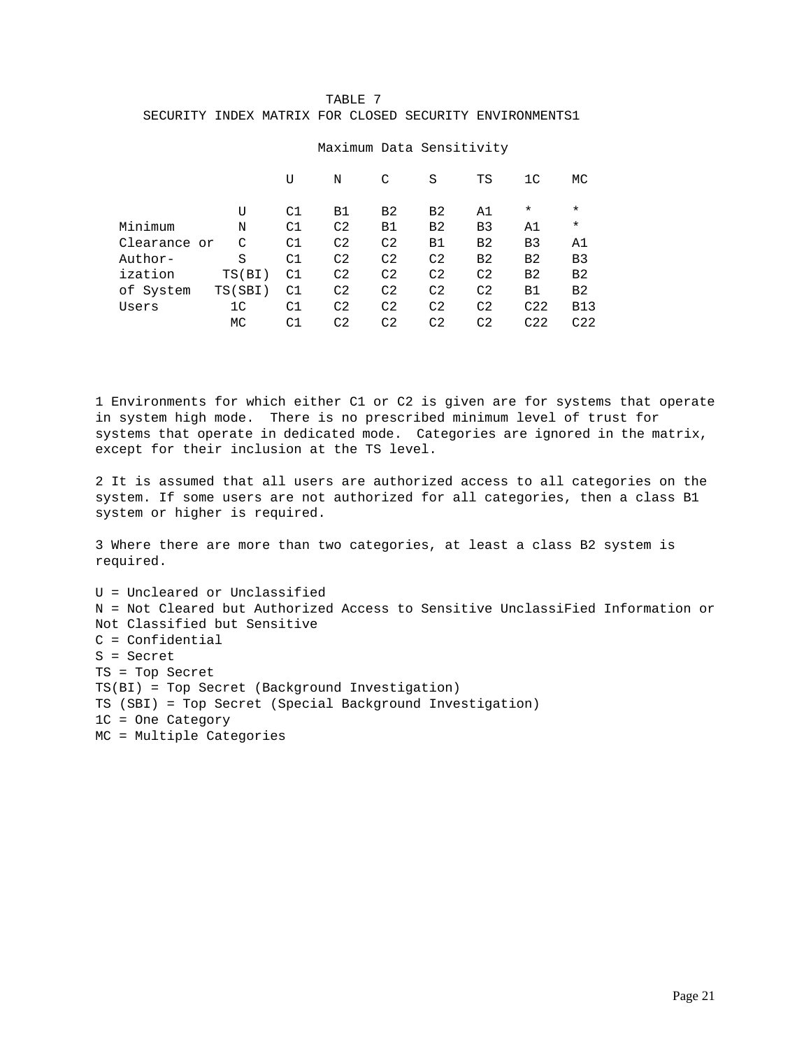TABLE 7

SECURITY INDEX MATRIX FOR CLOSED SECURITY ENVIRONMENTS[1]

| | | Maximum Data Sensitivity | | | | | | |
|---|---|---|---|---|---|---|---|---|
| | | U | N | C | S | TS | 1C | MC |
| Minimum Clearance or Author-ization of System Users | U | C1 | B1 | B2 | B2 | A1 | * | * |
| | N | C1 | C2 | B1 | B2 | B3 | A1 | * |
| | C | C1 | C2 | C2 | B1 | B2 | B3 | A1 |
| | S | C1 | C2 | C2 | C2 | B2 | B2 | B3 |
| | TS(BI) | C1 | C2 | C2 | C2 | C2 | B2 | B2 |
| | TS(SBI) | C1 | C2 | C2 | C2 | C2 | B1 | B2 |
| | 1C | C1 | C2 | C2 | C2 | C2 | C2[2] | B1[3] |
| | MC | C1 | C2 | C2 | C2 | C2 | C2[2] | C2[2] |

1 Environments for which either C1 or C2 is given are for systems that operate in system high mode. There is no prescribed minimum level of trust for systems that operate in dedicated mode. Categories are ignored in the matrix, except for their inclusion at the TS level.

2 It is assumed that all users are authorized access to all categories on the system. If some users are not authorized for all categories, then a class B1 system or higher is required.

3 Where there are more than two categories, at least a class B2 system is required.

U = Uncleared or Unclassified  
N = Not Cleared but Authorized Access to Sensitive UnclassiFied Information or Not Classified but Sensitive  
C = Confidential  
S = Secret  
TS = Top Secret  
TS(BI) = Top Secret (Background Investigation)  
TS (SBI) = Top Secret (Special Background Investigation)  
1C = One Category  
MC = Multiple Categories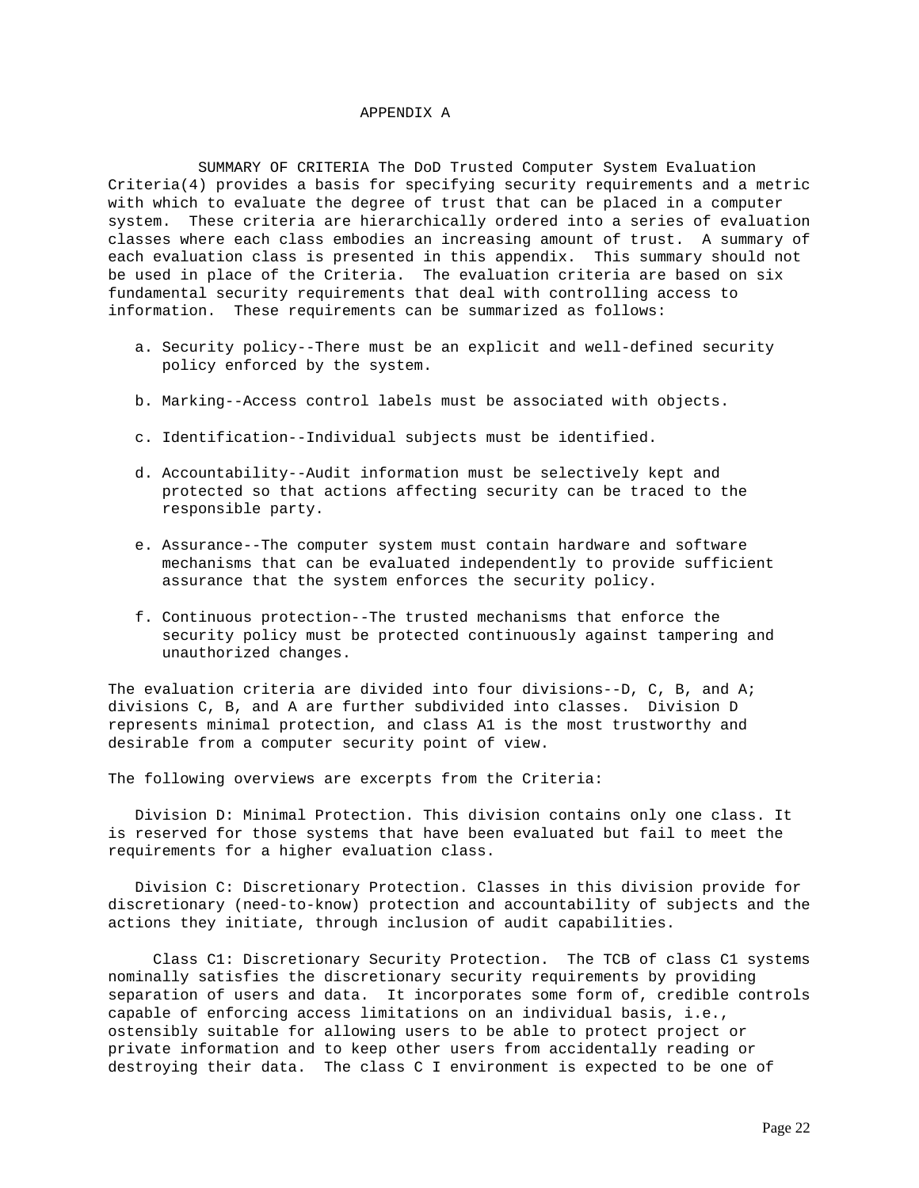# APPENDIX A

SUMMARY OF CRITERIA The DoD Trusted Computer System Evaluation Criteria(4) provides a basis for specifying security requirements and a metric with which to evaluate the degree of trust that can be placed in a computer system. These criteria are hierarchically ordered into a series of evaluation classes where each class embodies an increasing amount of trust. A summary of each evaluation class is presented in this appendix. This summary should not be used in place of the Criteria. The evaluation criteria are based on six fundamental security requirements that deal with controlling access to information. These requirements can be summarized as follows:

a. Security policy--There must be an explicit and well-defined security policy enforced by the system.

b. Marking--Access control labels must be associated with objects.

c. Identification--Individual subjects must be identified.

d. Accountability--Audit information must be selectively kept and protected so that actions affecting security can be traced to the responsible party.

e. Assurance--The computer system must contain hardware and software mechanisms that can be evaluated independently to provide sufficient assurance that the system enforces the security policy.

f. Continuous protection--The trusted mechanisms that enforce the security policy must be protected continuously against tampering and unauthorized changes.

The evaluation criteria are divided into four divisions--D, C, B, and A; divisions C, B, and A are further subdivided into classes. Division D represents minimal protection, and class A1 is the most trustworthy and desirable from a computer security point of view.

The following overviews are excerpts from the Criteria:

Division D: Minimal Protection. This division contains only one class. It is reserved for those systems that have been evaluated but fail to meet the requirements for a higher evaluation class.

Division C: Discretionary Protection. Classes in this division provide for discretionary (need-to-know) protection and accountability of subjects and the actions they initiate, through inclusion of audit capabilities.

Class C1: Discretionary Security Protection. The TCB of class C1 systems nominally satisfies the discretionary security requirements by providing separation of users and data. It incorporates some form of, credible controls capable of enforcing access limitations on an individual basis, i.e., ostensibly suitable for allowing users to be able to protect project or private information and to keep other users from accidentally reading or destroying their data. The class C I environment is expected to be one of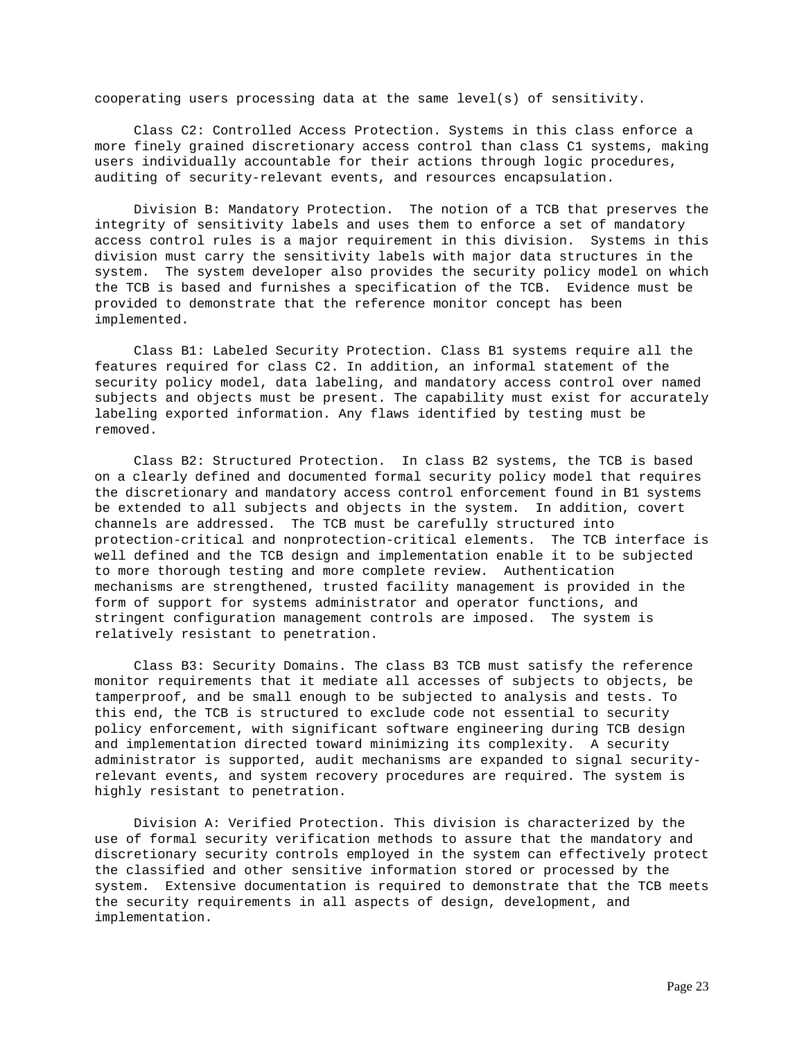cooperating users processing data at the same level(s) of sensitivity.

Class C2: Controlled Access Protection. Systems in this class enforce a more finely grained discretionary access control than class C1 systems, making users individually accountable for their actions through logic procedures, auditing of security-relevant events, and resources encapsulation.

Division B: Mandatory Protection. The notion of a TCB that preserves the integrity of sensitivity labels and uses them to enforce a set of mandatory access control rules is a major requirement in this division. Systems in this division must carry the sensitivity labels with major data structures in the system. The system developer also provides the security policy model on which the TCB is based and furnishes a specification of the TCB. Evidence must be provided to demonstrate that the reference monitor concept has been implemented.

Class B1: Labeled Security Protection. Class B1 systems require all the features required for class C2. In addition, an informal statement of the security policy model, data labeling, and mandatory access control over named subjects and objects must be present. The capability must exist for accurately labeling exported information. Any flaws identified by testing must be removed.

Class B2: Structured Protection. In class B2 systems, the TCB is based on a clearly defined and documented formal security policy model that requires the discretionary and mandatory access control enforcement found in B1 systems be extended to all subjects and objects in the system. In addition, covert channels are addressed. The TCB must be carefully structured into protection-critical and nonprotection-critical elements. The TCB interface is well defined and the TCB design and implementation enable it to be subjected to more thorough testing and more complete review. Authentication mechanisms are strengthened, trusted facility management is provided in the form of support for systems administrator and operator functions, and stringent configuration management controls are imposed. The system is relatively resistant to penetration.

Class B3: Security Domains. The class B3 TCB must satisfy the reference monitor requirements that it mediate all accesses of subjects to objects, be tamperproof, and be small enough to be subjected to analysis and tests. To this end, the TCB is structured to exclude code not essential to security policy enforcement, with significant software engineering during TCB design and implementation directed toward minimizing its complexity. A security administrator is supported, audit mechanisms are expanded to signal security-relevant events, and system recovery procedures are required. The system is highly resistant to penetration.

Division A: Verified Protection. This division is characterized by the use of formal security verification methods to assure that the mandatory and discretionary security controls employed in the system can effectively protect the classified and other sensitive information stored or processed by the system. Extensive documentation is required to demonstrate that the TCB meets the security requirements in all aspects of design, development, and implementation.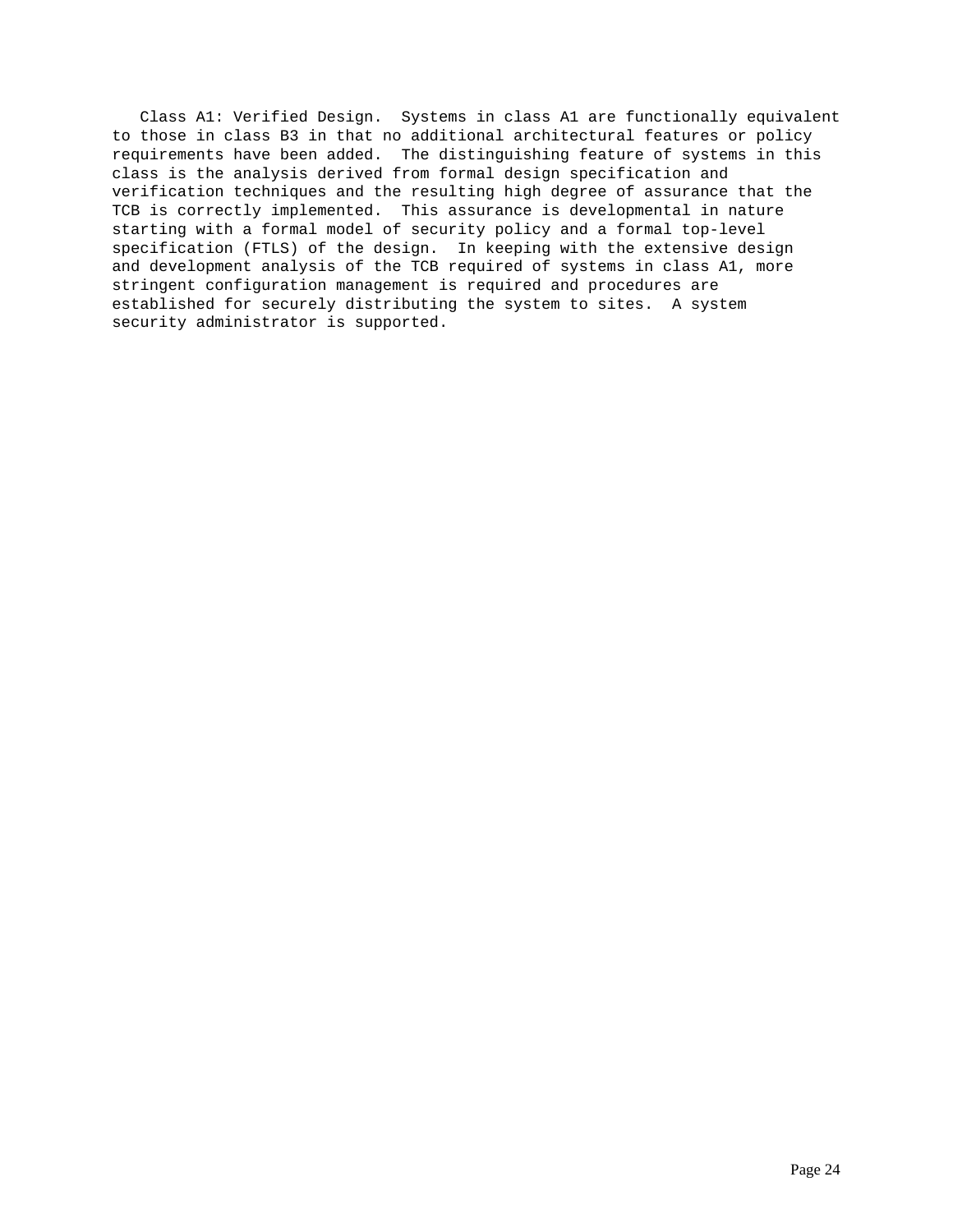Class A1: Verified Design. Systems in class A1 are functionally equivalent to those in class B3 in that no additional architectural features or policy requirements have been added. The distinguishing feature of systems in this class is the analysis derived from formal design specification and verification techniques and the resulting high degree of assurance that the TCB is correctly implemented. This assurance is developmental in nature starting with a formal model of security policy and a formal top-level specification (FTLS) of the design. In keeping with the extensive design and development analysis of the TCB required of systems in class A1, more stringent configuration management is required and procedures are established for securely distributing the system to sites. A system security administrator is supported.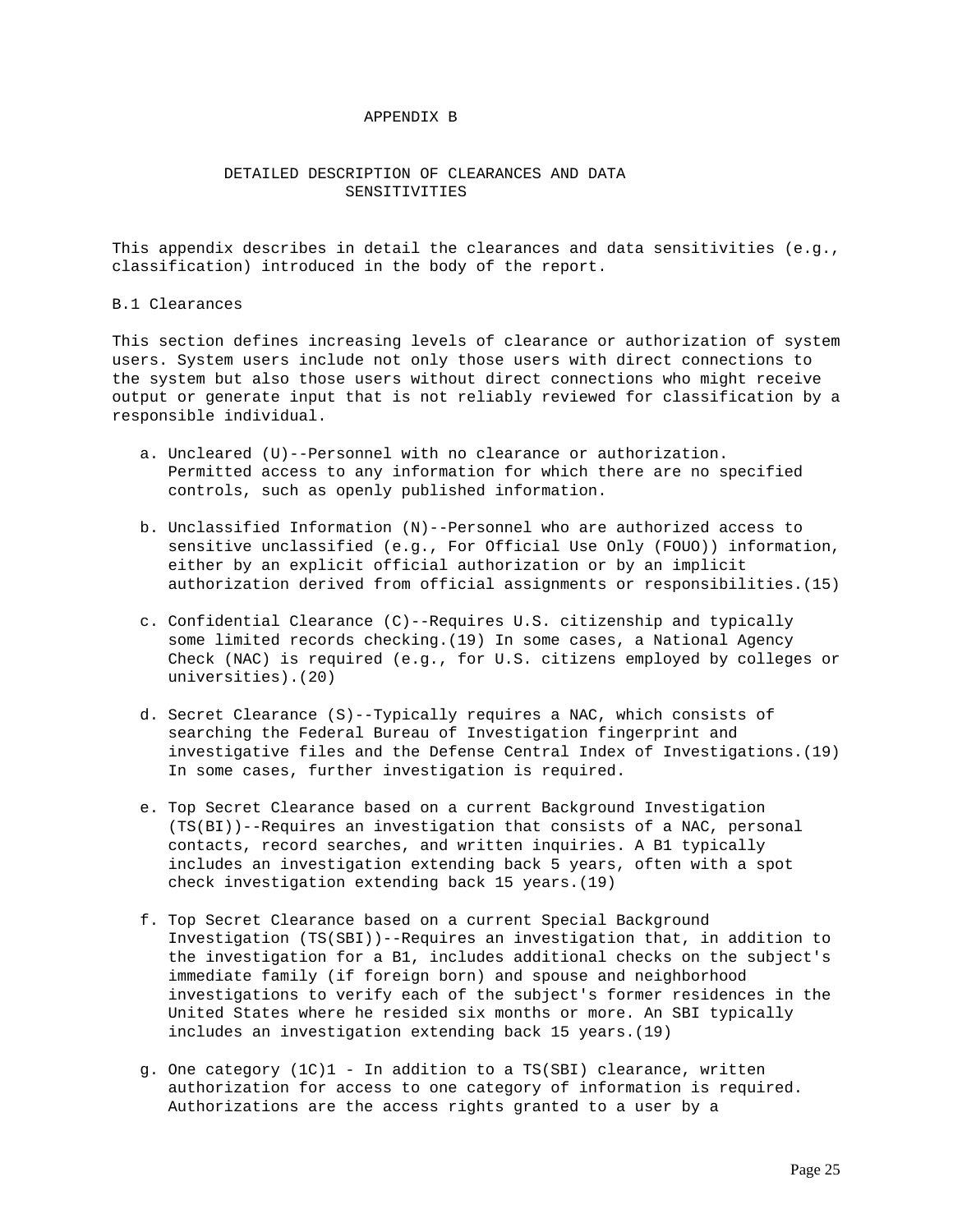# APPENDIX B

## DETAILED DESCRIPTION OF CLEARANCES AND DATA SENSITIVITIES

This appendix describes in detail the clearances and data sensitivities (e.g., classification) introduced in the body of the report.

### B.1 Clearances

This section defines increasing levels of clearance or authorization of system users. System users include not only those users with direct connections to the system but also those users without direct connections who might receive output or generate input that is not reliably reviewed for classification by a responsible individual.

a. Uncleared (U)--Personnel with no clearance or authorization. Permitted access to any information for which there are no specified controls, such as openly published information.

b. Unclassified Information (N)--Personnel who are authorized access to sensitive unclassified (e.g., For Official Use Only (FOUO)) information, either by an explicit official authorization or by an implicit authorization derived from official assignments or responsibilities.(15)

c. Confidential Clearance (C)--Requires U.S. citizenship and typically some limited records checking.(19) In some cases, a National Agency Check (NAC) is required (e.g., for U.S. citizens employed by colleges or universities).(20)

d. Secret Clearance (S)--Typically requires a NAC, which consists of searching the Federal Bureau of Investigation fingerprint and investigative files and the Defense Central Index of Investigations.(19) In some cases, further investigation is required.

e. Top Secret Clearance based on a current Background Investigation (TS(BI))--Requires an investigation that consists of a NAC, personal contacts, record searches, and written inquiries. A B1 typically includes an investigation extending back 5 years, often with a spot check investigation extending back 15 years.(19)

f. Top Secret Clearance based on a current Special Background Investigation (TS(SBI))--Requires an investigation that, in addition to the investigation for a B1, includes additional checks on the subject's immediate family (if foreign born) and spouse and neighborhood investigations to verify each of the subject's former residences in the United States where he resided six months or more. An SBI typically includes an investigation extending back 15 years.(19)

g. One category (1C)1 - In addition to a TS(SBI) clearance, written authorization for access to one category of information is required. Authorizations are the access rights granted to a user by a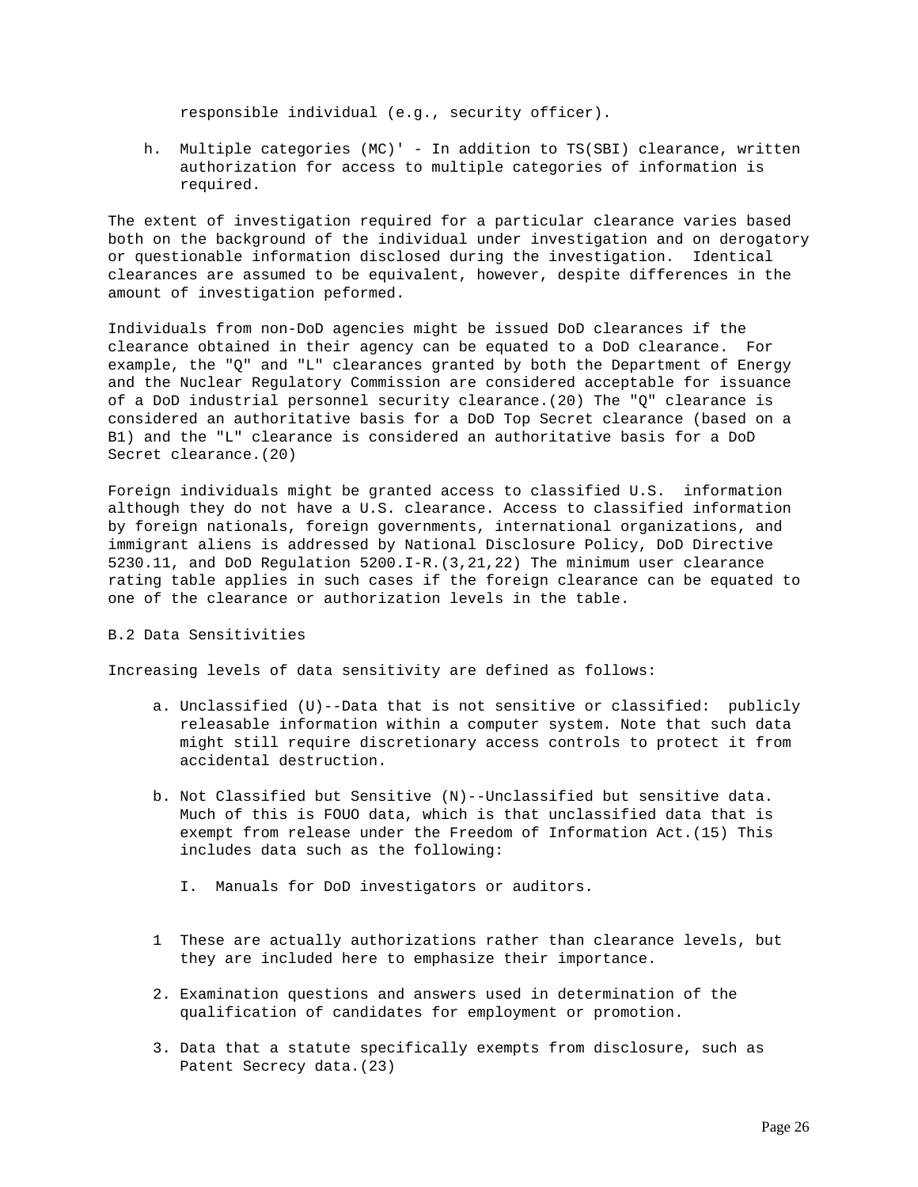responsible individual (e.g., security officer).

h. Multiple categories (MC)' - In addition to TS(SBI) clearance, written authorization for access to multiple categories of information is required.

The extent of investigation required for a particular clearance varies based both on the background of the individual under investigation and on derogatory or questionable information disclosed during the investigation. Identical clearances are assumed to be equivalent, however, despite differences in the amount of investigation peformed.

Individuals from non-DoD agencies might be issued DoD clearances if the clearance obtained in their agency can be equated to a DoD clearance. For example, the "Q" and "L" clearances granted by both the Department of Energy and the Nuclear Regulatory Commission are considered acceptable for issuance of a DoD industrial personnel security clearance.(20) The "Q" clearance is considered an authoritative basis for a DoD Top Secret clearance (based on a B1) and the "L" clearance is considered an authoritative basis for a DoD Secret clearance.(20)

Foreign individuals might be granted access to classified U.S. information although they do not have a U.S. clearance. Access to classified information by foreign nationals, foreign governments, international organizations, and immigrant aliens is addressed by National Disclosure Policy, DoD Directive 5230.11, and DoD Regulation 5200.I-R.(3,21,22) The minimum user clearance rating table applies in such cases if the foreign clearance can be equated to one of the clearance or authorization levels in the table.

B.2 Data Sensitivities

Increasing levels of data sensitivity are defined as follows:

a. Unclassified (U)--Data that is not sensitive or classified: publicly releasable information within a computer system. Note that such data might still require discretionary access controls to protect it from accidental destruction.

b. Not Classified but Sensitive (N)--Unclassified but sensitive data. Much of this is FOUO data, which is that unclassified data that is exempt from release under the Freedom of Information Act.(15) This includes data such as the following:

   I. Manuals for DoD investigators or auditors.

1 These are actually authorizations rather than clearance levels, but they are included here to emphasize their importance.

2. Examination questions and answers used in determination of the qualification of candidates for employment or promotion.

3. Data that a statute specifically exempts from disclosure, such as Patent Secrecy data.(23)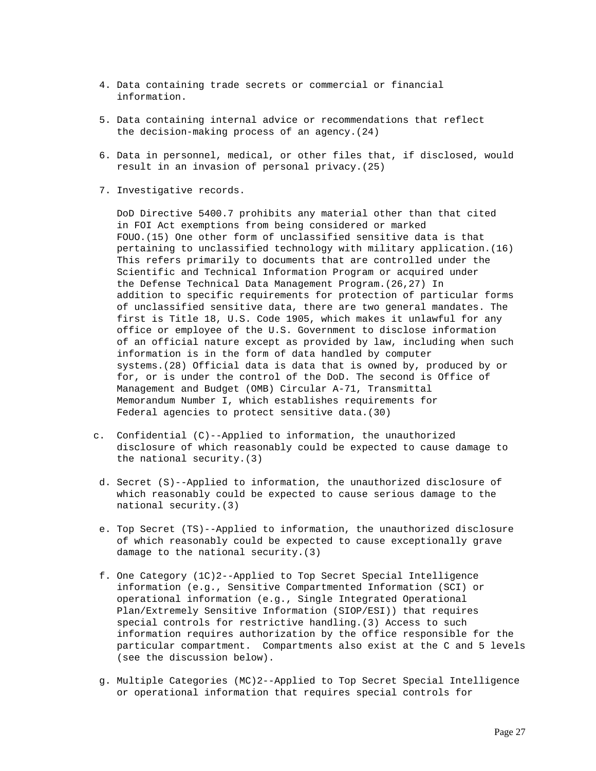4. Data containing trade secrets or commercial or financial information.

5. Data containing internal advice or recommendations that reflect the decision-making process of an agency.(24)

6. Data in personnel, medical, or other files that, if disclosed, would result in an invasion of personal privacy.(25)

7. Investigative records.

   DoD Directive 5400.7 prohibits any material other than that cited in FOI Act exemptions from being considered or marked FOUO.(15) One other form of unclassified sensitive data is that pertaining to unclassified technology with military application.(16) This refers primarily to documents that are controlled under the Scientific and Technical Information Program or acquired under the Defense Technical Data Management Program.(26,27) In addition to specific requirements for protection of particular forms of unclassified sensitive data, there are two general mandates. The first is Title 18, U.S. Code 1905, which makes it unlawful for any office or employee of the U.S. Government to disclose information of an official nature except as provided by law, including when such information is in the form of data handled by computer systems.(28) Official data is data that is owned by, produced by or for, or is under the control of the DoD. The second is Office of Management and Budget (OMB) Circular A-71, Transmittal Memorandum Number I, which establishes requirements for Federal agencies to protect sensitive data.(30)

c. Confidential (C)--Applied to information, the unauthorized disclosure of which reasonably could be expected to cause damage to the national security.(3)

d. Secret (S)--Applied to information, the unauthorized disclosure of which reasonably could be expected to cause serious damage to the national security.(3)

e. Top Secret (TS)--Applied to information, the unauthorized disclosure of which reasonably could be expected to cause exceptionally grave damage to the national security.(3)

f. One Category (1C)2--Applied to Top Secret Special Intelligence information (e.g., Sensitive Compartmented Information (SCI) or operational information (e.g., Single Integrated Operational Plan/Extremely Sensitive Information (SIOP/ESI)) that requires special controls for restrictive handling.(3) Access to such information requires authorization by the office responsible for the particular compartment. Compartments also exist at the C and 5 levels (see the discussion below).

g. Multiple Categories (MC)2--Applied to Top Secret Special Intelligence or operational information that requires special controls for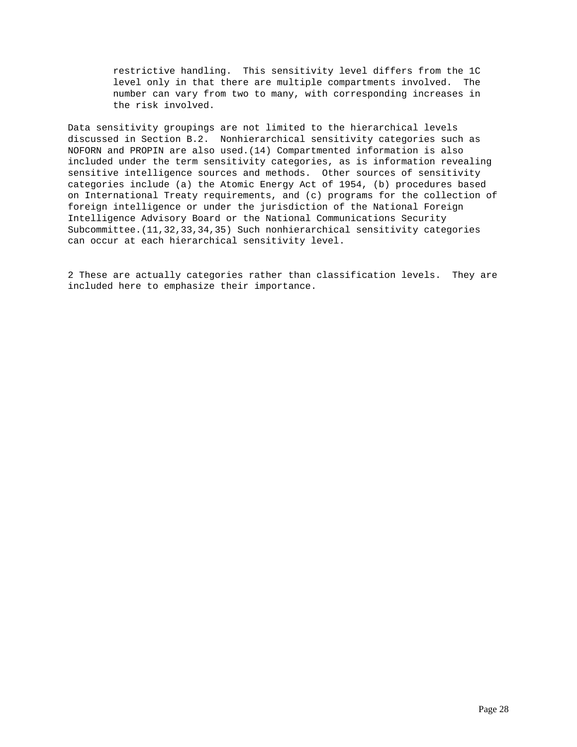restrictive handling. This sensitivity level differs from the 1C level only in that there are multiple compartments involved. The number can vary from two to many, with corresponding increases in the risk involved.

Data sensitivity groupings are not limited to the hierarchical levels discussed in Section B.2. Nonhierarchical sensitivity categories such as NOFORN and PROPIN are also used.(14) Compartmented information is also included under the term sensitivity categories, as is information revealing sensitive intelligence sources and methods. Other sources of sensitivity categories include (a) the Atomic Energy Act of 1954, (b) procedures based on International Treaty requirements, and (c) programs for the collection of foreign intelligence or under the jurisdiction of the National Foreign Intelligence Advisory Board or the National Communications Security Subcommittee.(11,32,33,34,35) Such nonhierarchical sensitivity categories can occur at each hierarchical sensitivity level.

2 These are actually categories rather than classification levels. They are included here to emphasize their importance.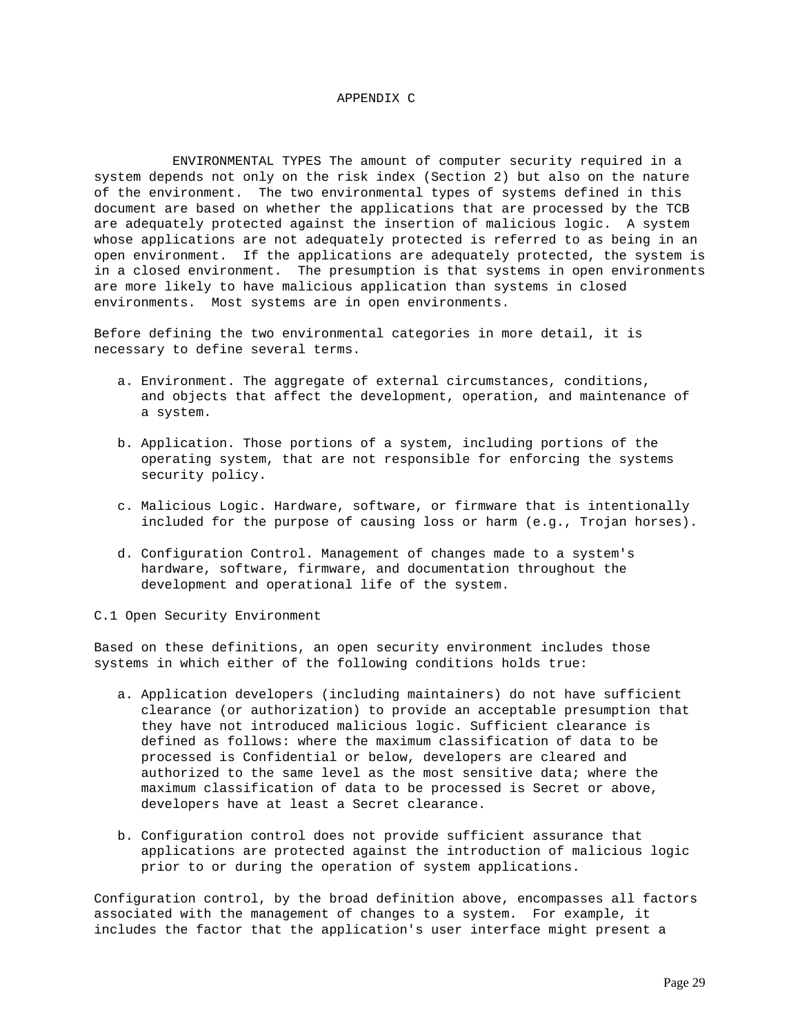# APPENDIX C

ENVIRONMENTAL TYPES The amount of computer security required in a system depends not only on the risk index (Section 2) but also on the nature of the environment. The two environmental types of systems defined in this document are based on whether the applications that are processed by the TCB are adequately protected against the insertion of malicious logic. A system whose applications are not adequately protected is referred to as being in an open environment. If the applications are adequately protected, the system is in a closed environment. The presumption is that systems in open environments are more likely to have malicious application than systems in closed environments. Most systems are in open environments.

Before defining the two environmental categories in more detail, it is necessary to define several terms.

a. Environment. The aggregate of external circumstances, conditions, and objects that affect the development, operation, and maintenance of a system.

b. Application. Those portions of a system, including portions of the operating system, that are not responsible for enforcing the systems security policy.

c. Malicious Logic. Hardware, software, or firmware that is intentionally included for the purpose of causing loss or harm (e.g., Trojan horses).

d. Configuration Control. Management of changes made to a system's hardware, software, firmware, and documentation throughout the development and operational life of the system.

## C.1 Open Security Environment

Based on these definitions, an open security environment includes those systems in which either of the following conditions holds true:

a. Application developers (including maintainers) do not have sufficient clearance (or authorization) to provide an acceptable presumption that they have not introduced malicious logic. Sufficient clearance is defined as follows: where the maximum classification of data to be processed is Confidential or below, developers are cleared and authorized to the same level as the most sensitive data; where the maximum classification of data to be processed is Secret or above, developers have at least a Secret clearance.

b. Configuration control does not provide sufficient assurance that applications are protected against the introduction of malicious logic prior to or during the operation of system applications.

Configuration control, by the broad definition above, encompasses all factors associated with the management of changes to a system. For example, it includes the factor that the application's user interface might present a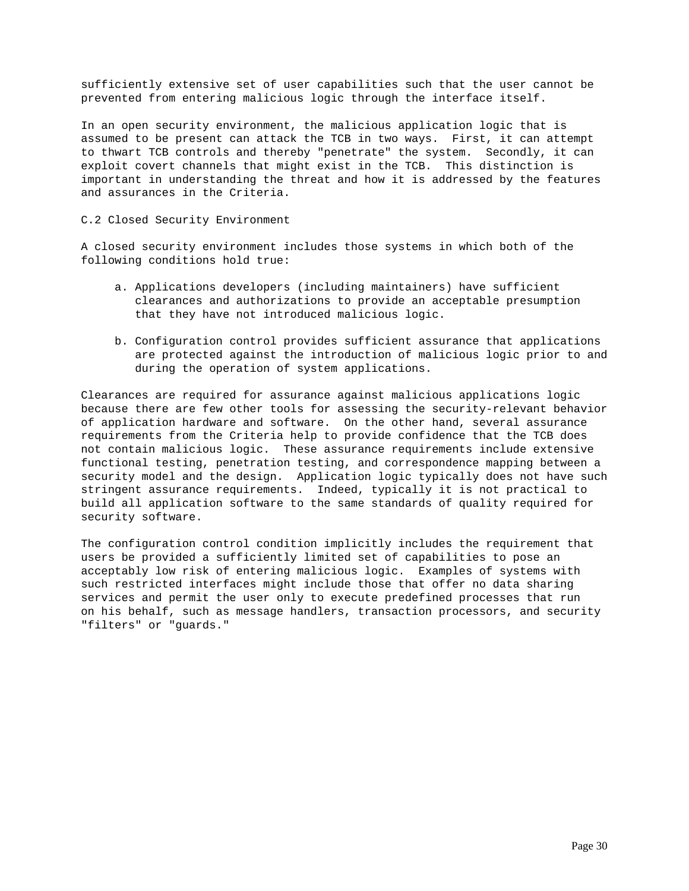sufficiently extensive set of user capabilities such that the user cannot be prevented from entering malicious logic through the interface itself.

In an open security environment, the malicious application logic that is assumed to be present can attack the TCB in two ways. First, it can attempt to thwart TCB controls and thereby "penetrate" the system. Secondly, it can exploit covert channels that might exist in the TCB. This distinction is important in understanding the threat and how it is addressed by the features and assurances in the Criteria.

## C.2 Closed Security Environment

A closed security environment includes those systems in which both of the following conditions hold true:

a. Applications developers (including maintainers) have sufficient clearances and authorizations to provide an acceptable presumption that they have not introduced malicious logic.

b. Configuration control provides sufficient assurance that applications are protected against the introduction of malicious logic prior to and during the operation of system applications.

Clearances are required for assurance against malicious applications logic because there are few other tools for assessing the security-relevant behavior of application hardware and software. On the other hand, several assurance requirements from the Criteria help to provide confidence that the TCB does not contain malicious logic. These assurance requirements include extensive functional testing, penetration testing, and correspondence mapping between a security model and the design. Application logic typically does not have such stringent assurance requirements. Indeed, typically it is not practical to build all application software to the same standards of quality required for security software.

The configuration control condition implicitly includes the requirement that users be provided a sufficiently limited set of capabilities to pose an acceptably low risk of entering malicious logic. Examples of systems with such restricted interfaces might include those that offer no data sharing services and permit the user only to execute predefined processes that run on his behalf, such as message handlers, transaction processors, and security "filters" or "guards."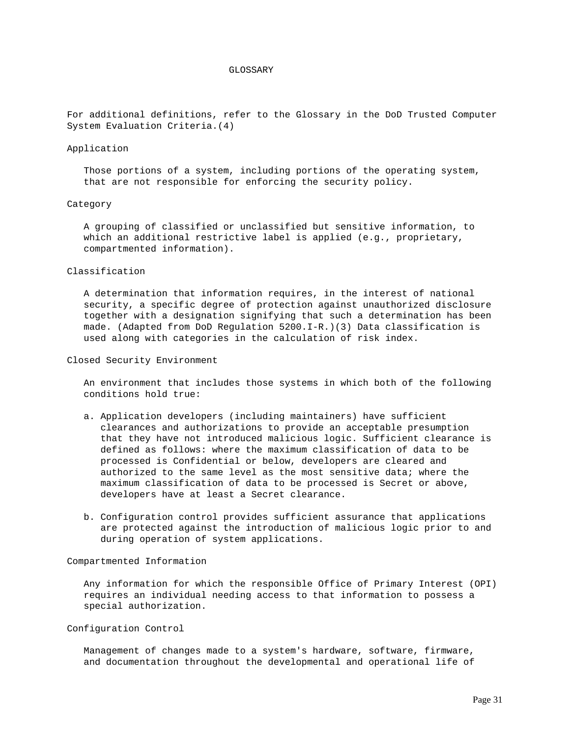# GLOSSARY

For additional definitions, refer to the Glossary in the DoD Trusted Computer System Evaluation Criteria.(4)

**Application**

Those portions of a system, including portions of the operating system, that are not responsible for enforcing the security policy.

**Category**

A grouping of classified or unclassified but sensitive information, to which an additional restrictive label is applied (e.g., proprietary, compartmented information).

**Classification**

A determination that information requires, in the interest of national security, a specific degree of protection against unauthorized disclosure together with a designation signifying that such a determination has been made. (Adapted from DoD Regulation 5200.I-R.)(3) Data classification is used along with categories in the calculation of risk index.

**Closed Security Environment**

An environment that includes those systems in which both of the following conditions hold true:

a. Application developers (including maintainers) have sufficient clearances and authorizations to provide an acceptable presumption that they have not introduced malicious logic. Sufficient clearance is defined as follows: where the maximum classification of data to be processed is Confidential or below, developers are cleared and authorized to the same level as the most sensitive data; where the maximum classification of data to be processed is Secret or above, developers have at least a Secret clearance.

b. Configuration control provides sufficient assurance that applications are protected against the introduction of malicious logic prior to and during operation of system applications.

**Compartmented Information**

Any information for which the responsible Office of Primary Interest (OPI) requires an individual needing access to that information to possess a special authorization.

**Configuration Control**

Management of changes made to a system's hardware, software, firmware, and documentation throughout the developmental and operational life of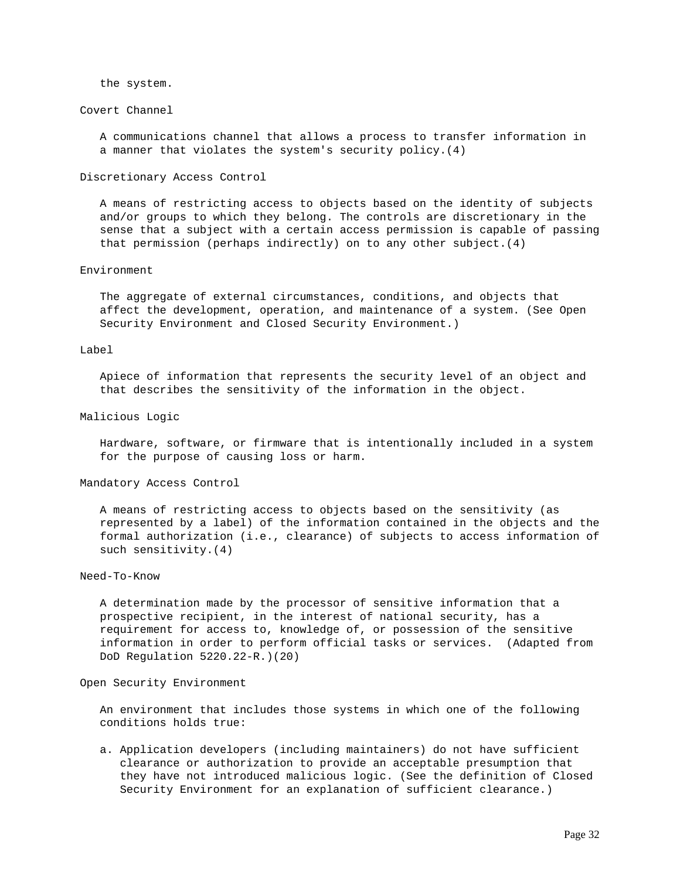the system.

Covert Channel

A communications channel that allows a process to transfer information in a manner that violates the system's security policy.(4)

Discretionary Access Control

A means of restricting access to objects based on the identity of subjects and/or groups to which they belong. The controls are discretionary in the sense that a subject with a certain access permission is capable of passing that permission (perhaps indirectly) on to any other subject.(4)

Environment

The aggregate of external circumstances, conditions, and objects that affect the development, operation, and maintenance of a system. (See Open Security Environment and Closed Security Environment.)

Label

Apiece of information that represents the security level of an object and that describes the sensitivity of the information in the object.

Malicious Logic

Hardware, software, or firmware that is intentionally included in a system for the purpose of causing loss or harm.

Mandatory Access Control

A means of restricting access to objects based on the sensitivity (as represented by a label) of the information contained in the objects and the formal authorization (i.e., clearance) of subjects to access information of such sensitivity.(4)

Need-To-Know

A determination made by the processor of sensitive information that a prospective recipient, in the interest of national security, has a requirement for access to, knowledge of, or possession of the sensitive information in order to perform official tasks or services. (Adapted from DoD Regulation 5220.22-R.)(20)

Open Security Environment

An environment that includes those systems in which one of the following conditions holds true:

a. Application developers (including maintainers) do not have sufficient clearance or authorization to provide an acceptable presumption that they have not introduced malicious logic. (See the definition of Closed Security Environment for an explanation of sufficient clearance.)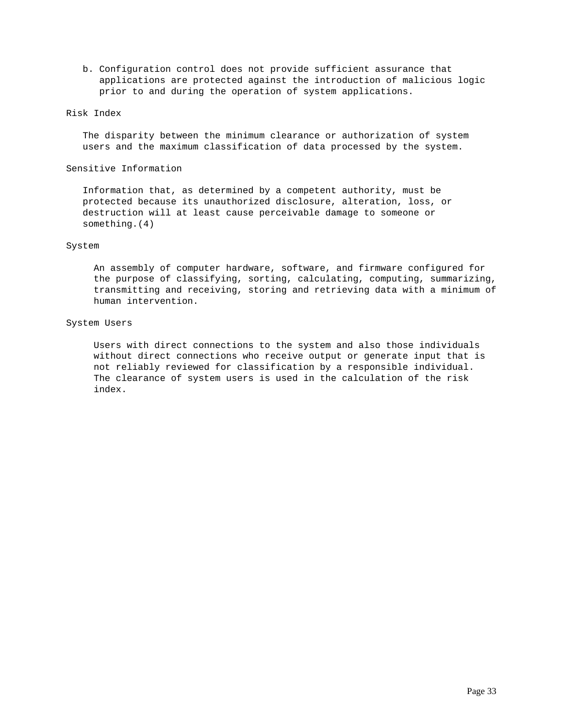b. Configuration control does not provide sufficient assurance that applications are protected against the introduction of malicious logic prior to and during the operation of system applications.

Risk Index

The disparity between the minimum clearance or authorization of system users and the maximum classification of data processed by the system.

Sensitive Information

Information that, as determined by a competent authority, must be protected because its unauthorized disclosure, alteration, loss, or destruction will at least cause perceivable damage to someone or something.(4)

System

An assembly of computer hardware, software, and firmware configured for the purpose of classifying, sorting, calculating, computing, summarizing, transmitting and receiving, storing and retrieving data with a minimum of human intervention.

System Users

Users with direct connections to the system and also those individuals without direct connections who receive output or generate input that is not reliably reviewed for classification by a responsible individual. The clearance of system users is used in the calculation of the risk index.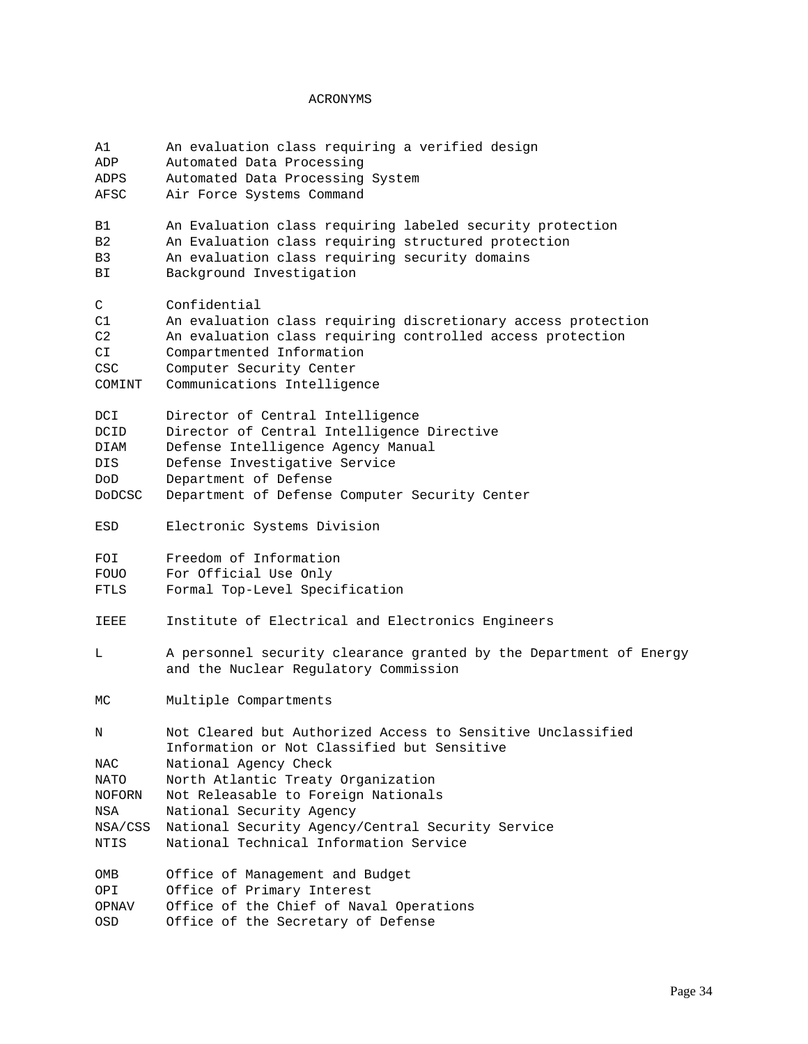# ACRONYMS

| | |
|---|---|
| A1 | An evaluation class requiring a verified design |
| ADP | Automated Data Processing |
| ADPS | Automated Data Processing System |
| AFSC | Air Force Systems Command |
| B1 | An Evaluation class requiring labeled security protection |
| B2 | An Evaluation class requiring structured protection |
| B3 | An evaluation class requiring security domains |
| BI | Background Investigation |
| C | Confidential |
| C1 | An evaluation class requiring discretionary access protection |
| C2 | An evaluation class requiring controlled access protection |
| CI | Compartmented Information |
| CSC | Computer Security Center |
| COMINT | Communications Intelligence |
| DCI | Director of Central Intelligence |
| DCID | Director of Central Intelligence Directive |
| DIAM | Defense Intelligence Agency Manual |
| DIS | Defense Investigative Service |
| DoD | Department of Defense |
| DoDCSC | Department of Defense Computer Security Center |
| ESD | Electronic Systems Division |
| FOI | Freedom of Information |
| FOUO | For Official Use Only |
| FTLS | Formal Top-Level Specification |
| IEEE | Institute of Electrical and Electronics Engineers |
| L | A personnel security clearance granted by the Department of Energy and the Nuclear Regulatory Commission |
| MC | Multiple Compartments |
| N | Not Cleared but Authorized Access to Sensitive Unclassified Information or Not Classified but Sensitive |
| NAC | National Agency Check |
| NATO | North Atlantic Treaty Organization |
| NOFORN | Not Releasable to Foreign Nationals |
| NSA | National Security Agency |
| NSA/CSS | National Security Agency/Central Security Service |
| NTIS | National Technical Information Service |
| OMB | Office of Management and Budget |
| OPI | Office of Primary Interest |
| OPNAV | Office of the Chief of Naval Operations |
| OSD | Office of the Secretary of Defense |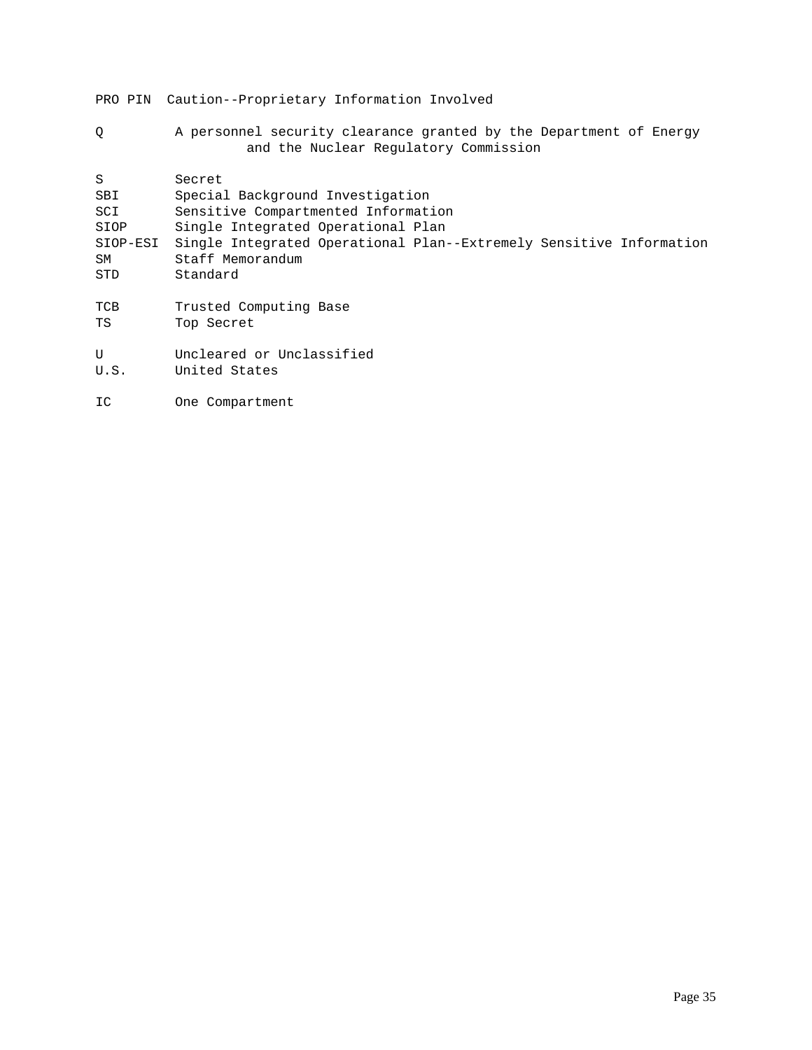PRO PIN  Caution--Proprietary Information Involved

Q  A personnel security clearance granted by the Department of Energy and the Nuclear Regulatory Commission

S  Secret
SBI  Special Background Investigation
SCI  Sensitive Compartmented Information
SIOP  Single Integrated Operational Plan
SIOP-ESI  Single Integrated Operational Plan--Extremely Sensitive Information
SM  Staff Memorandum
STD  Standard

TCB  Trusted Computing Base
TS  Top Secret

U  Uncleared or Unclassified
U.S.  United States

IC  One Compartment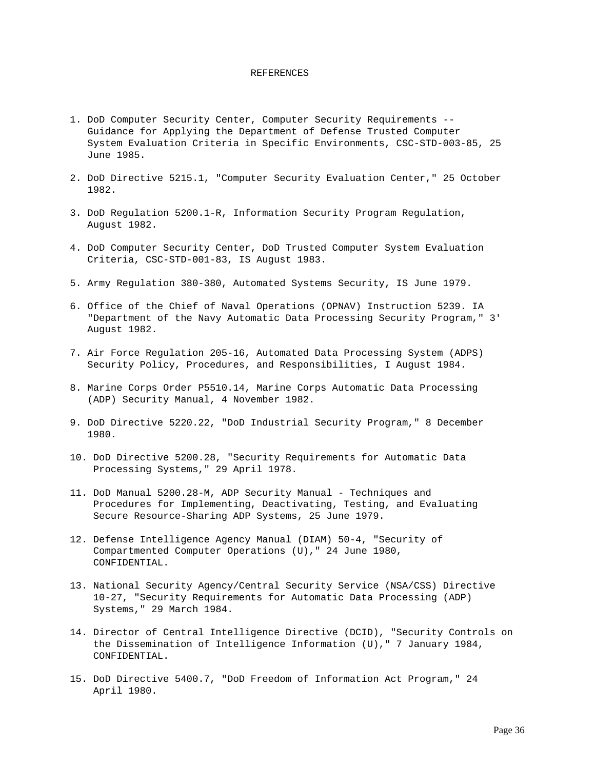# REFERENCES

1. DoD Computer Security Center, Computer Security Requirements -- Guidance for Applying the Department of Defense Trusted Computer System Evaluation Criteria in Specific Environments, CSC-STD-003-85, 25 June 1985.

2. DoD Directive 5215.1, "Computer Security Evaluation Center," 25 October 1982.

3. DoD Regulation 5200.1-R, Information Security Program Regulation, August 1982.

4. DoD Computer Security Center, DoD Trusted Computer System Evaluation Criteria, CSC-STD-001-83, IS August 1983.

5. Army Regulation 380-380, Automated Systems Security, IS June 1979.

6. Office of the Chief of Naval Operations (OPNAV) Instruction 5239. IA "Department of the Navy Automatic Data Processing Security Program," 3' August 1982.

7. Air Force Regulation 205-16, Automated Data Processing System (ADPS) Security Policy, Procedures, and Responsibilities, I August 1984.

8. Marine Corps Order P5510.14, Marine Corps Automatic Data Processing (ADP) Security Manual, 4 November 1982.

9. DoD Directive 5220.22, "DoD Industrial Security Program," 8 December 1980.

10. DoD Directive 5200.28, "Security Requirements for Automatic Data Processing Systems," 29 April 1978.

11. DoD Manual 5200.28-M, ADP Security Manual - Techniques and Procedures for Implementing, Deactivating, Testing, and Evaluating Secure Resource-Sharing ADP Systems, 25 June 1979.

12. Defense Intelligence Agency Manual (DIAM) 50-4, "Security of Compartmented Computer Operations (U)," 24 June 1980, CONFIDENTIAL.

13. National Security Agency/Central Security Service (NSA/CSS) Directive 10-27, "Security Requirements for Automatic Data Processing (ADP) Systems," 29 March 1984.

14. Director of Central Intelligence Directive (DCID), "Security Controls on the Dissemination of Intelligence Information (U)," 7 January 1984, CONFIDENTIAL.

15. DoD Directive 5400.7, "DoD Freedom of Information Act Program," 24 April 1980.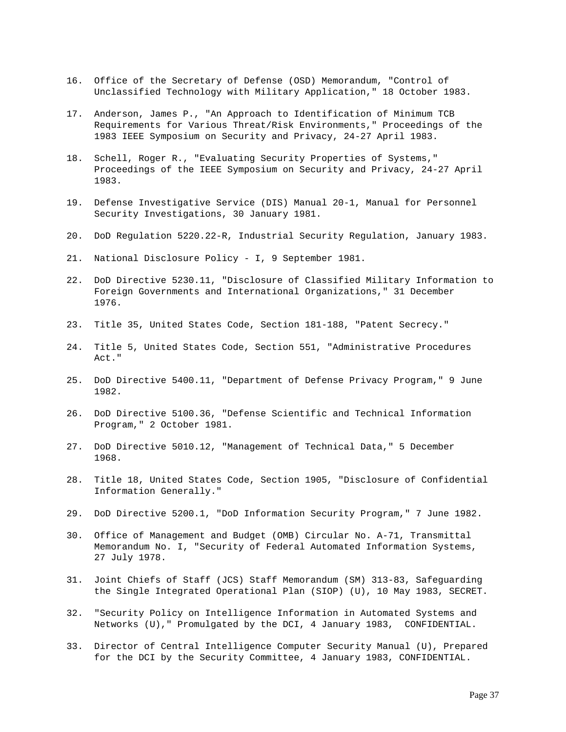16. Office of the Secretary of Defense (OSD) Memorandum, "Control of Unclassified Technology with Military Application," 18 October 1983.

17. Anderson, James P., "An Approach to Identification of Minimum TCB Requirements for Various Threat/Risk Environments," Proceedings of the 1983 IEEE Symposium on Security and Privacy, 24-27 April 1983.

18. Schell, Roger R., "Evaluating Security Properties of Systems," Proceedings of the IEEE Symposium on Security and Privacy, 24-27 April 1983.

19. Defense Investigative Service (DIS) Manual 20-1, Manual for Personnel Security Investigations, 30 January 1981.

20. DoD Regulation 5220.22-R, Industrial Security Regulation, January 1983.

21. National Disclosure Policy - I, 9 September 1981.

22. DoD Directive 5230.11, "Disclosure of Classified Military Information to Foreign Governments and International Organizations," 31 December 1976.

23. Title 35, United States Code, Section 181-188, "Patent Secrecy."

24. Title 5, United States Code, Section 551, "Administrative Procedures Act."

25. DoD Directive 5400.11, "Department of Defense Privacy Program," 9 June 1982.

26. DoD Directive 5100.36, "Defense Scientific and Technical Information Program," 2 October 1981.

27. DoD Directive 5010.12, "Management of Technical Data," 5 December 1968.

28. Title 18, United States Code, Section 1905, "Disclosure of Confidential Information Generally."

29. DoD Directive 5200.1, "DoD Information Security Program," 7 June 1982.

30. Office of Management and Budget (OMB) Circular No. A-71, Transmittal Memorandum No. I, "Security of Federal Automated Information Systems, 27 July 1978.

31. Joint Chiefs of Staff (JCS) Staff Memorandum (SM) 313-83, Safeguarding the Single Integrated Operational Plan (SIOP) (U), 10 May 1983, SECRET.

32. "Security Policy on Intelligence Information in Automated Systems and Networks (U)," Promulgated by the DCI, 4 January 1983, CONFIDENTIAL.

33. Director of Central Intelligence Computer Security Manual (U), Prepared for the DCI by the Security Committee, 4 January 1983, CONFIDENTIAL.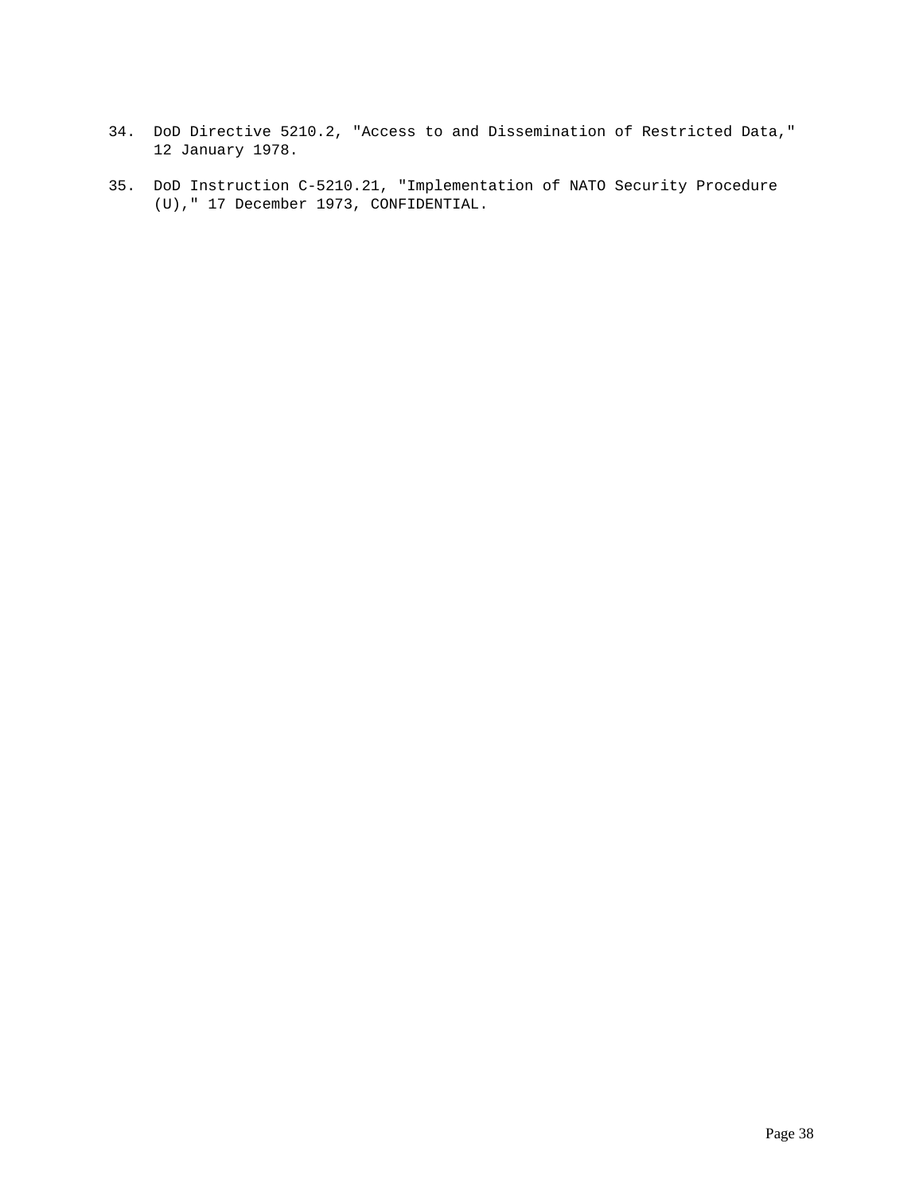34. DoD Directive 5210.2, "Access to and Dissemination of Restricted Data," 12 January 1978.

35. DoD Instruction C-5210.21, "Implementation of NATO Security Procedure (U)," 17 December 1973, CONFIDENTIAL.